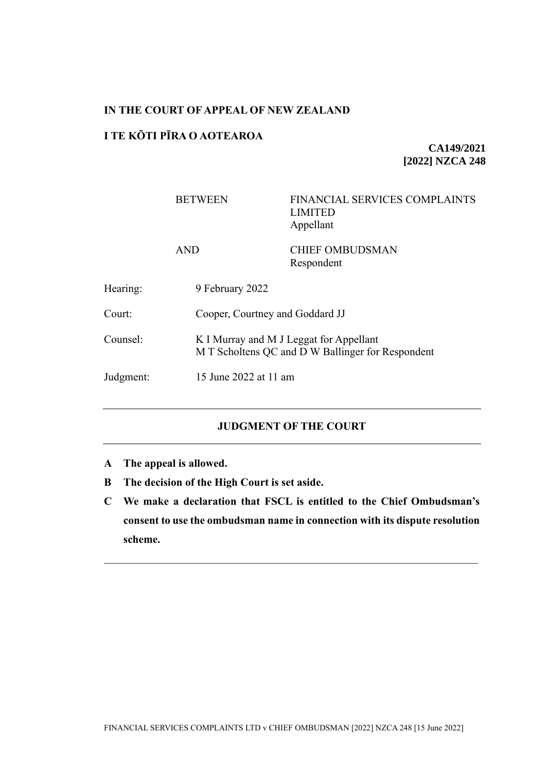**IN THE COURT OF APPEAL OF NEW ZEALAND**

**I TE KŌTI PĪRA O AOTEAROA**

**CA149/2021**
**[2022] NZCA 248**

| | |
|---|---|
| BETWEEN | FINANCIAL SERVICES COMPLAINTS LIMITED<br>Appellant |
| AND | CHIEF OMBUDSMAN<br>Respondent |

| | |
|---|---|
| Hearing: | 9 February 2022 |
| Court: | Cooper, Courtney and Goddard JJ |
| Counsel: | K I Murray and M J Leggat for Appellant<br>M T Scholtens QC and D W Ballinger for Respondent |
| Judgment: | 15 June 2022 at 11 am |

---

## JUDGMENT OF THE COURT

---

**A The appeal is allowed.**

**B The decision of the High Court is set aside.**

**C We make a declaration that FSCL is entitled to the Chief Ombudsman's consent to use the ombudsman name in connection with its dispute resolution scheme.**

---

FINANCIAL SERVICES COMPLAINTS LTD v CHIEF OMBUDSMAN [2022] NZCA 248 [15 June 2022]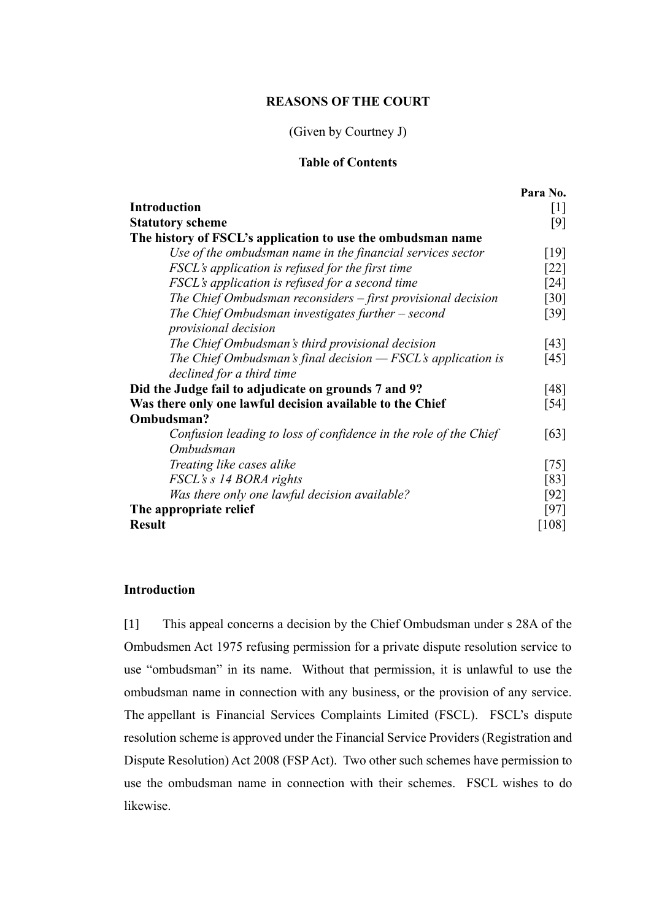**REASONS OF THE COURT**

(Given by Courtney J)

**Table of Contents**

| | Para No. |
|---|---|
| **Introduction** | [1] |
| **Statutory scheme** | [9] |
| **The history of FSCL's application to use the ombudsman name** | |
| *Use of the ombudsman name in the financial services sector* | [19] |
| *FSCL's application is refused for the first time* | [22] |
| *FSCL's application is refused for a second time* | [24] |
| *The Chief Ombudsman reconsiders – first provisional decision* | [30] |
| *The Chief Ombudsman investigates further – second provisional decision* | [39] |
| *The Chief Ombudsman's third provisional decision* | [43] |
| *The Chief Ombudsman's final decision — FSCL's application is declined for a third time* | [45] |
| **Did the Judge fail to adjudicate on grounds 7 and 9?** | [48] |
| **Was there only one lawful decision available to the Chief Ombudsman?** | [54] |
| *Confusion leading to loss of confidence in the role of the Chief Ombudsman* | [63] |
| *Treating like cases alike* | [75] |
| *FSCL's s 14 BORA rights* | [83] |
| *Was there only one lawful decision available?* | [92] |
| **The appropriate relief** | [97] |
| **Result** | [108] |

## Introduction

[1] This appeal concerns a decision by the Chief Ombudsman under s 28A of the Ombudsmen Act 1975 refusing permission for a private dispute resolution service to use "ombudsman" in its name. Without that permission, it is unlawful to use the ombudsman name in connection with any business, or the provision of any service. The appellant is Financial Services Complaints Limited (FSCL). FSCL's dispute resolution scheme is approved under the Financial Service Providers (Registration and Dispute Resolution) Act 2008 (FSP Act). Two other such schemes have permission to use the ombudsman name in connection with their schemes. FSCL wishes to do likewise.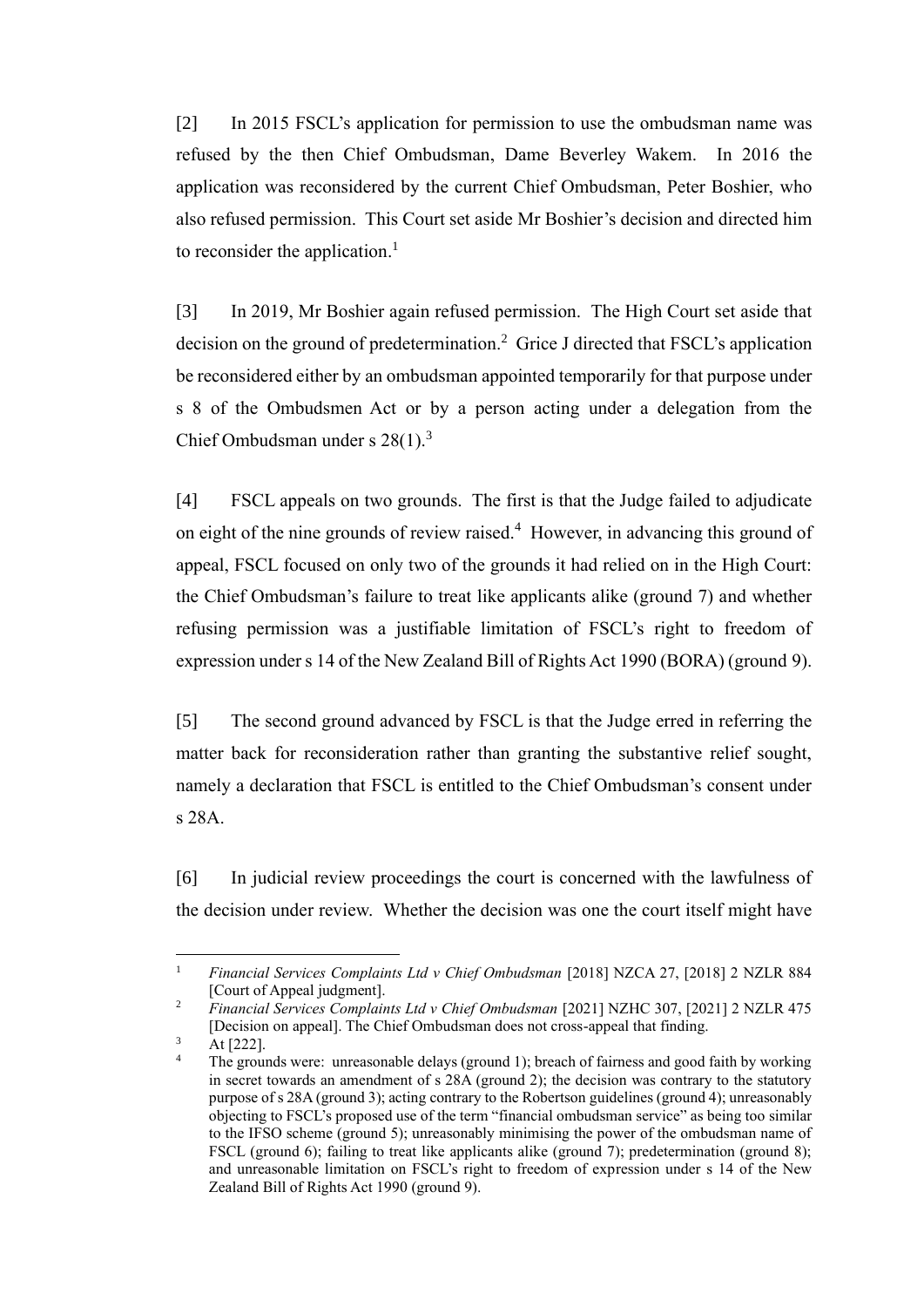[2] In 2015 FSCL's application for permission to use the ombudsman name was refused by the then Chief Ombudsman, Dame Beverley Wakem. In 2016 the application was reconsidered by the current Chief Ombudsman, Peter Boshier, who also refused permission. This Court set aside Mr Boshier's decision and directed him to reconsider the application.[1]

[3] In 2019, Mr Boshier again refused permission. The High Court set aside that decision on the ground of predetermination.[2] Grice J directed that FSCL's application be reconsidered either by an ombudsman appointed temporarily for that purpose under s 8 of the Ombudsmen Act or by a person acting under a delegation from the Chief Ombudsman under s 28(1).[3]

[4] FSCL appeals on two grounds. The first is that the Judge failed to adjudicate on eight of the nine grounds of review raised.[4] However, in advancing this ground of appeal, FSCL focused on only two of the grounds it had relied on in the High Court: the Chief Ombudsman's failure to treat like applicants alike (ground 7) and whether refusing permission was a justifiable limitation of FSCL's right to freedom of expression under s 14 of the New Zealand Bill of Rights Act 1990 (BORA) (ground 9).

[5] The second ground advanced by FSCL is that the Judge erred in referring the matter back for reconsideration rather than granting the substantive relief sought, namely a declaration that FSCL is entitled to the Chief Ombudsman's consent under s 28A.

[6] In judicial review proceedings the court is concerned with the lawfulness of the decision under review. Whether the decision was one the court itself might have

---

[1] *Financial Services Complaints Ltd v Chief Ombudsman* [2018] NZCA 27, [2018] 2 NZLR 884 [Court of Appeal judgment].

[2] *Financial Services Complaints Ltd v Chief Ombudsman* [2021] NZHC 307, [2021] 2 NZLR 475 [Decision on appeal]. The Chief Ombudsman does not cross-appeal that finding.

[3] At [222].

[4] The grounds were: unreasonable delays (ground 1); breach of fairness and good faith by working in secret towards an amendment of s 28A (ground 2); the decision was contrary to the statutory purpose of s 28A (ground 3); acting contrary to the Robertson guidelines (ground 4); unreasonably objecting to FSCL's proposed use of the term "financial ombudsman service" as being too similar to the IFSO scheme (ground 5); unreasonably minimising the power of the ombudsman name of FSCL (ground 6); failing to treat like applicants alike (ground 7); predetermination (ground 8); and unreasonable limitation on FSCL's right to freedom of expression under s 14 of the New Zealand Bill of Rights Act 1990 (ground 9).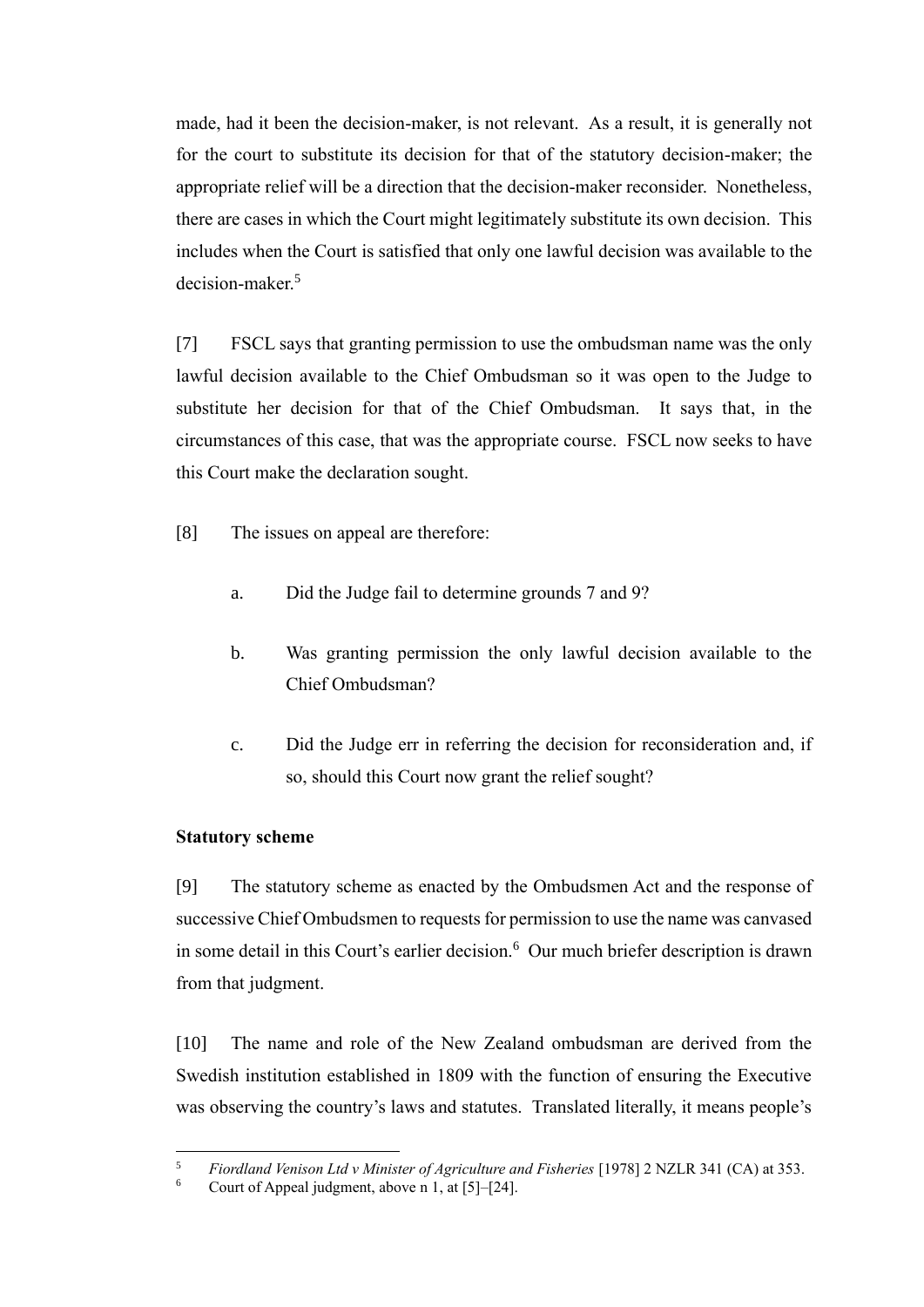made, had it been the decision-maker, is not relevant. As a result, it is generally not for the court to substitute its decision for that of the statutory decision-maker; the appropriate relief will be a direction that the decision-maker reconsider. Nonetheless, there are cases in which the Court might legitimately substitute its own decision. This includes when the Court is satisfied that only one lawful decision was available to the decision-maker.[5]

[7] FSCL says that granting permission to use the ombudsman name was the only lawful decision available to the Chief Ombudsman so it was open to the Judge to substitute her decision for that of the Chief Ombudsman. It says that, in the circumstances of this case, that was the appropriate course. FSCL now seeks to have this Court make the declaration sought.

[8] The issues on appeal are therefore:

a. Did the Judge fail to determine grounds 7 and 9?

b. Was granting permission the only lawful decision available to the Chief Ombudsman?

c. Did the Judge err in referring the decision for reconsideration and, if so, should this Court now grant the relief sought?

### Statutory scheme

[9] The statutory scheme as enacted by the Ombudsmen Act and the response of successive Chief Ombudsmen to requests for permission to use the name was canvased in some detail in this Court's earlier decision.[6] Our much briefer description is drawn from that judgment.

[10] The name and role of the New Zealand ombudsman are derived from the Swedish institution established in 1809 with the function of ensuring the Executive was observing the country's laws and statutes. Translated literally, it means people's

---

[5] *Fiordland Venison Ltd v Minister of Agriculture and Fisheries* [1978] 2 NZLR 341 (CA) at 353.

[6] Court of Appeal judgment, above n 1, at [5]–[24].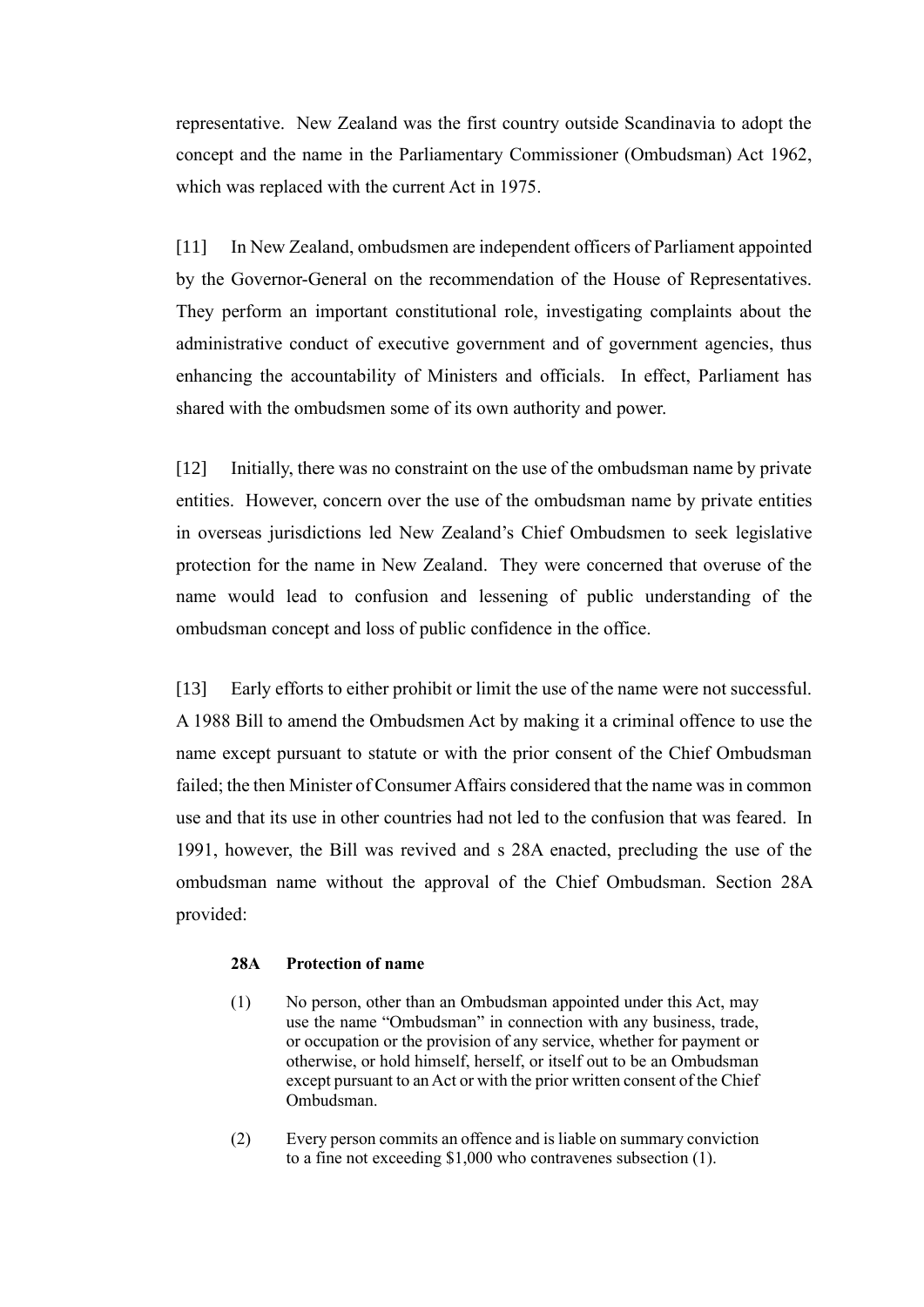representative. New Zealand was the first country outside Scandinavia to adopt the concept and the name in the Parliamentary Commissioner (Ombudsman) Act 1962, which was replaced with the current Act in 1975.

[11] In New Zealand, ombudsmen are independent officers of Parliament appointed by the Governor-General on the recommendation of the House of Representatives. They perform an important constitutional role, investigating complaints about the administrative conduct of executive government and of government agencies, thus enhancing the accountability of Ministers and officials. In effect, Parliament has shared with the ombudsmen some of its own authority and power.

[12] Initially, there was no constraint on the use of the ombudsman name by private entities. However, concern over the use of the ombudsman name by private entities in overseas jurisdictions led New Zealand's Chief Ombudsmen to seek legislative protection for the name in New Zealand. They were concerned that overuse of the name would lead to confusion and lessening of public understanding of the ombudsman concept and loss of public confidence in the office.

[13] Early efforts to either prohibit or limit the use of the name were not successful. A 1988 Bill to amend the Ombudsmen Act by making it a criminal offence to use the name except pursuant to statute or with the prior consent of the Chief Ombudsman failed; the then Minister of Consumer Affairs considered that the name was in common use and that its use in other countries had not led to the confusion that was feared. In 1991, however, the Bill was revived and s 28A enacted, precluding the use of the ombudsman name without the approval of the Chief Ombudsman. Section 28A provided:

> **28A Protection of name**
>
> (1) No person, other than an Ombudsman appointed under this Act, may use the name "Ombudsman" in connection with any business, trade, or occupation or the provision of any service, whether for payment or otherwise, or hold himself, herself, or itself out to be an Ombudsman except pursuant to an Act or with the prior written consent of the Chief Ombudsman.
>
> (2) Every person commits an offence and is liable on summary conviction to a fine not exceeding $1,000 who contravenes subsection (1).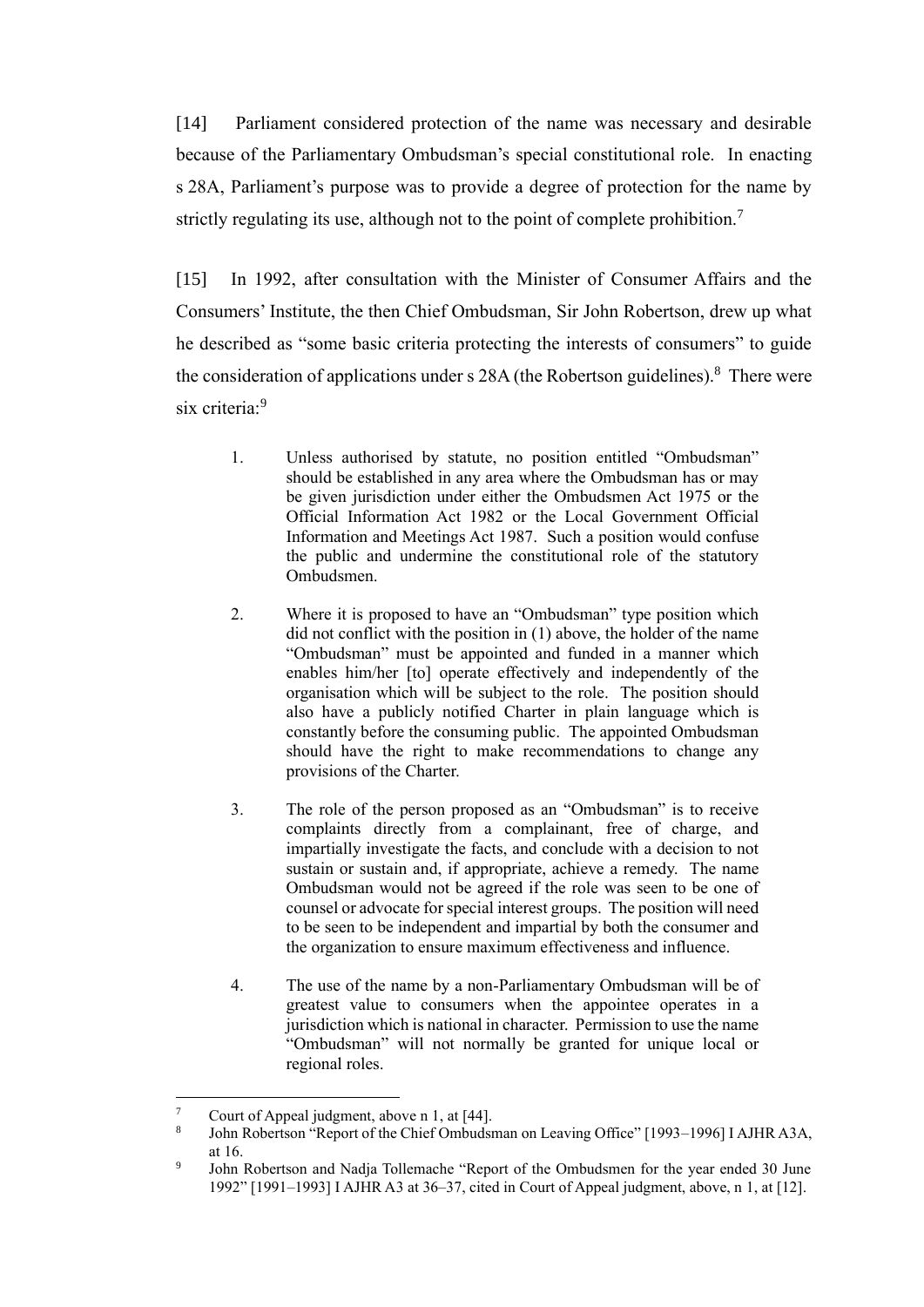[14] Parliament considered protection of the name was necessary and desirable because of the Parliamentary Ombudsman's special constitutional role. In enacting s 28A, Parliament's purpose was to provide a degree of protection for the name by strictly regulating its use, although not to the point of complete prohibition.[7]

[15] In 1992, after consultation with the Minister of Consumer Affairs and the Consumers' Institute, the then Chief Ombudsman, Sir John Robertson, drew up what he described as "some basic criteria protecting the interests of consumers" to guide the consideration of applications under s 28A (the Robertson guidelines).[8] There were six criteria:[9]

> 1. Unless authorised by statute, no position entitled "Ombudsman" should be established in any area where the Ombudsman has or may be given jurisdiction under either the Ombudsmen Act 1975 or the Official Information Act 1982 or the Local Government Official Information and Meetings Act 1987. Such a position would confuse the public and undermine the constitutional role of the statutory Ombudsmen.
>
> 2. Where it is proposed to have an "Ombudsman" type position which did not conflict with the position in (1) above, the holder of the name "Ombudsman" must be appointed and funded in a manner which enables him/her [to] operate effectively and independently of the organisation which will be subject to the role. The position should also have a publicly notified Charter in plain language which is constantly before the consuming public. The appointed Ombudsman should have the right to make recommendations to change any provisions of the Charter.
>
> 3. The role of the person proposed as an "Ombudsman" is to receive complaints directly from a complainant, free of charge, and impartially investigate the facts, and conclude with a decision to not sustain or sustain and, if appropriate, achieve a remedy. The name Ombudsman would not be agreed if the role was seen to be one of counsel or advocate for special interest groups. The position will need to be seen to be independent and impartial by both the consumer and the organization to ensure maximum effectiveness and influence.
>
> 4. The use of the name by a non-Parliamentary Ombudsman will be of greatest value to consumers when the appointee operates in a jurisdiction which is national in character. Permission to use the name "Ombudsman" will not normally be granted for unique local or regional roles.

---

[7] Court of Appeal judgment, above n 1, at [44].

[8] John Robertson "Report of the Chief Ombudsman on Leaving Office" [1993–1996] I AJHR A3A, at 16.

[9] John Robertson and Nadja Tollemache "Report of the Ombudsmen for the year ended 30 June 1992" [1991–1993] I AJHR A3 at 36–37, cited in Court of Appeal judgment, above, n 1, at [12].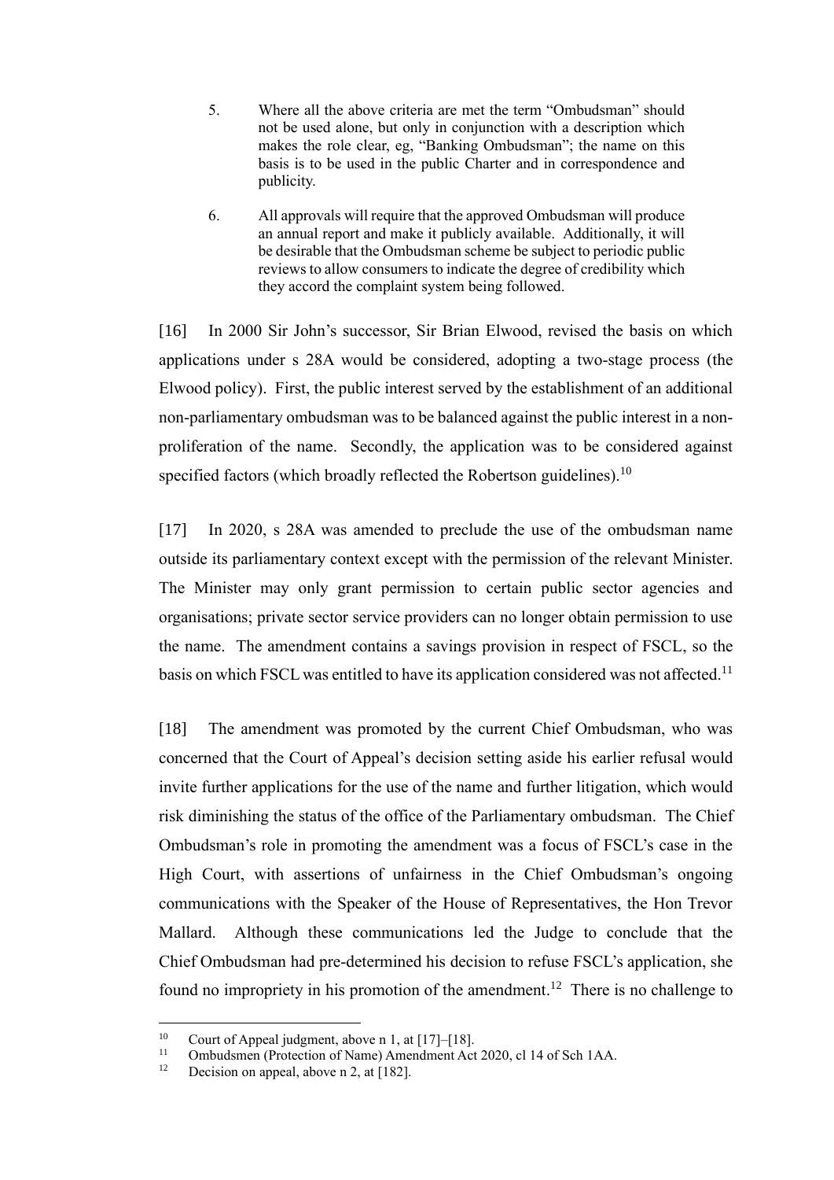5. Where all the above criteria are met the term "Ombudsman" should not be used alone, but only in conjunction with a description which makes the role clear, eg, "Banking Ombudsman"; the name on this basis is to be used in the public Charter and in correspondence and publicity.

6. All approvals will require that the approved Ombudsman will produce an annual report and make it publicly available. Additionally, it will be desirable that the Ombudsman scheme be subject to periodic public reviews to allow consumers to indicate the degree of credibility which they accord the complaint system being followed.

[16] In 2000 Sir John's successor, Sir Brian Elwood, revised the basis on which applications under s 28A would be considered, adopting a two-stage process (the Elwood policy). First, the public interest served by the establishment of an additional non-parliamentary ombudsman was to be balanced against the public interest in a non-proliferation of the name. Secondly, the application was to be considered against specified factors (which broadly reflected the Robertson guidelines).[10]

[17] In 2020, s 28A was amended to preclude the use of the ombudsman name outside its parliamentary context except with the permission of the relevant Minister. The Minister may only grant permission to certain public sector agencies and organisations; private sector service providers can no longer obtain permission to use the name. The amendment contains a savings provision in respect of FSCL, so the basis on which FSCL was entitled to have its application considered was not affected.[11]

[18] The amendment was promoted by the current Chief Ombudsman, who was concerned that the Court of Appeal's decision setting aside his earlier refusal would invite further applications for the use of the name and further litigation, which would risk diminishing the status of the office of the Parliamentary ombudsman. The Chief Ombudsman's role in promoting the amendment was a focus of FSCL's case in the High Court, with assertions of unfairness in the Chief Ombudsman's ongoing communications with the Speaker of the House of Representatives, the Hon Trevor Mallard. Although these communications led the Judge to conclude that the Chief Ombudsman had pre-determined his decision to refuse FSCL's application, she found no impropriety in his promotion of the amendment.[12] There is no challenge to

[10] Court of Appeal judgment, above n 1, at [17]–[18].

[11] Ombudsmen (Protection of Name) Amendment Act 2020, cl 14 of Sch 1AA.

[12] Decision on appeal, above n 2, at [182].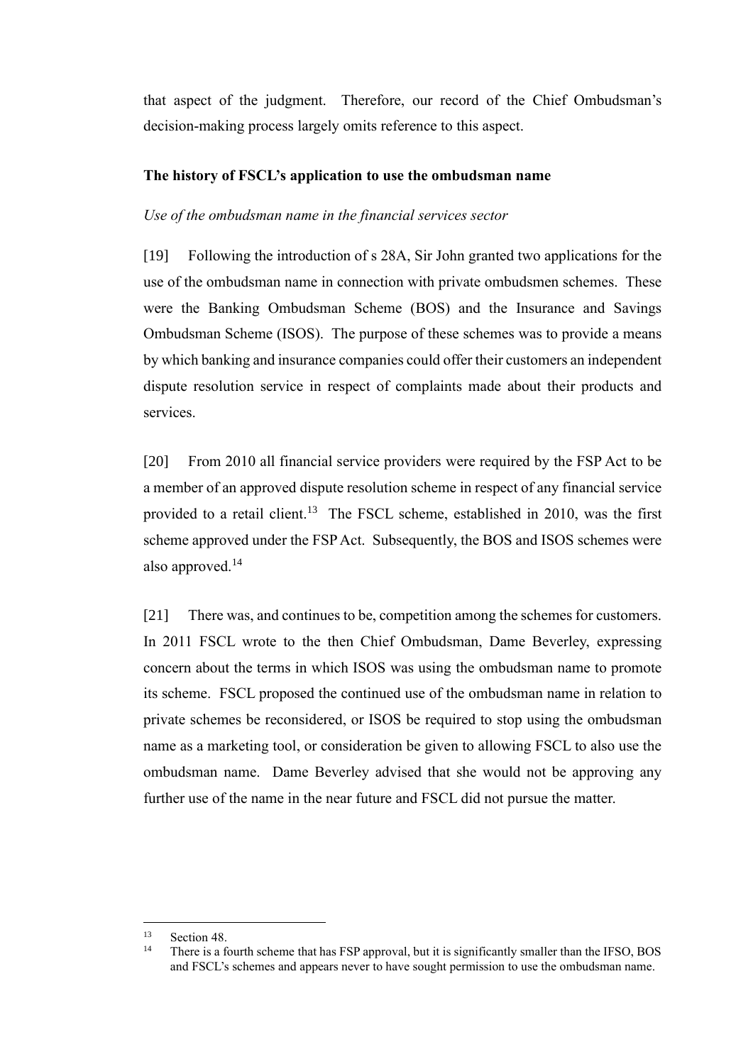that aspect of the judgment. Therefore, our record of the Chief Ombudsman's decision-making process largely omits reference to this aspect.

**The history of FSCL's application to use the ombudsman name**

*Use of the ombudsman name in the financial services sector*

[19] Following the introduction of s 28A, Sir John granted two applications for the use of the ombudsman name in connection with private ombudsmen schemes. These were the Banking Ombudsman Scheme (BOS) and the Insurance and Savings Ombudsman Scheme (ISOS). The purpose of these schemes was to provide a means by which banking and insurance companies could offer their customers an independent dispute resolution service in respect of complaints made about their products and services.

[20] From 2010 all financial service providers were required by the FSP Act to be a member of an approved dispute resolution scheme in respect of any financial service provided to a retail client.[13] The FSCL scheme, established in 2010, was the first scheme approved under the FSP Act. Subsequently, the BOS and ISOS schemes were also approved.[14]

[21] There was, and continues to be, competition among the schemes for customers. In 2011 FSCL wrote to the then Chief Ombudsman, Dame Beverley, expressing concern about the terms in which ISOS was using the ombudsman name to promote its scheme. FSCL proposed the continued use of the ombudsman name in relation to private schemes be reconsidered, or ISOS be required to stop using the ombudsman name as a marketing tool, or consideration be given to allowing FSCL to also use the ombudsman name. Dame Beverley advised that she would not be approving any further use of the name in the near future and FSCL did not pursue the matter.

---

[13] Section 48.

[14] There is a fourth scheme that has FSP approval, but it is significantly smaller than the IFSO, BOS and FSCL's schemes and appears never to have sought permission to use the ombudsman name.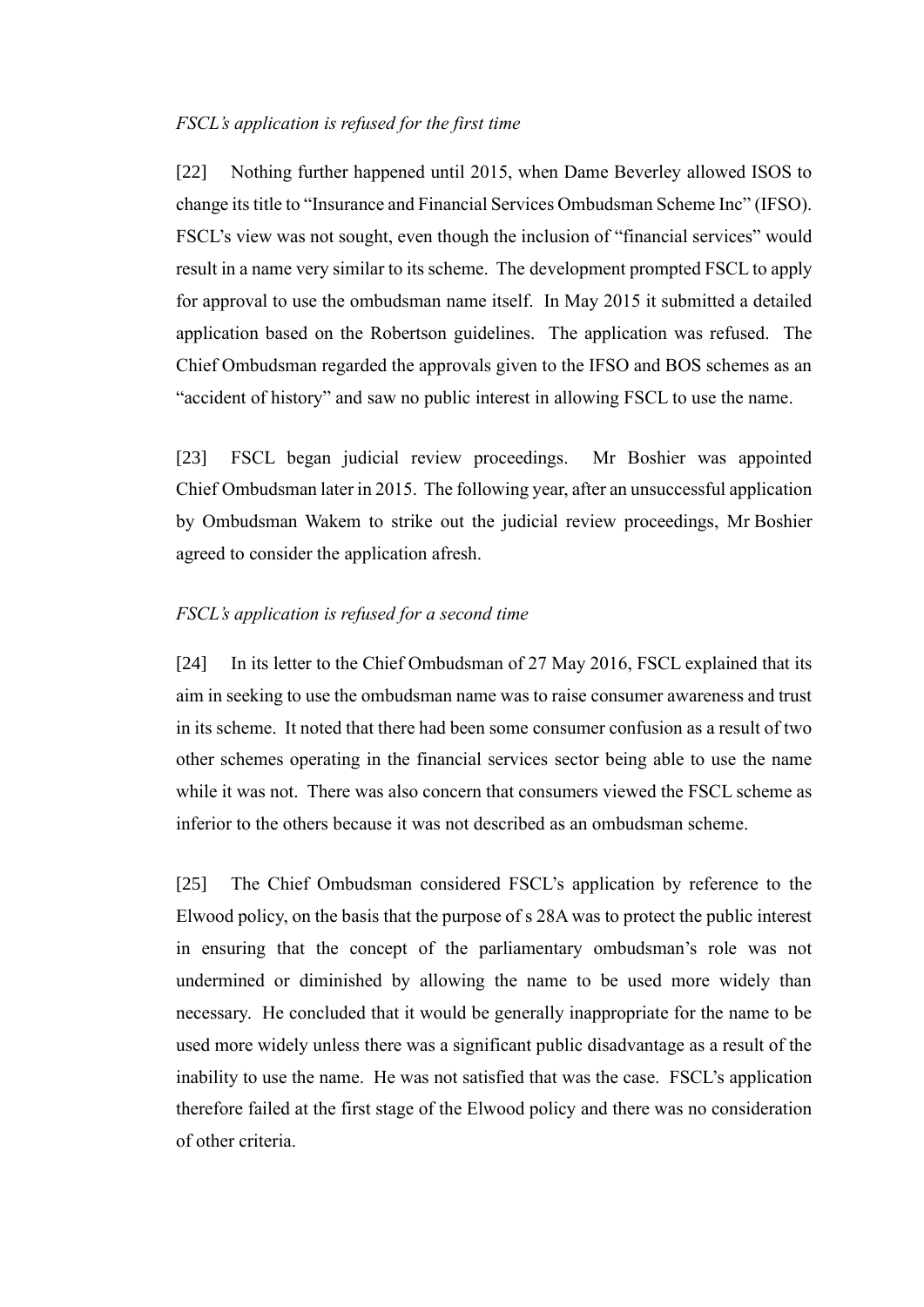*FSCL's application is refused for the first time*

[22] Nothing further happened until 2015, when Dame Beverley allowed ISOS to change its title to "Insurance and Financial Services Ombudsman Scheme Inc" (IFSO). FSCL's view was not sought, even though the inclusion of "financial services" would result in a name very similar to its scheme. The development prompted FSCL to apply for approval to use the ombudsman name itself. In May 2015 it submitted a detailed application based on the Robertson guidelines. The application was refused. The Chief Ombudsman regarded the approvals given to the IFSO and BOS schemes as an "accident of history" and saw no public interest in allowing FSCL to use the name.

[23] FSCL began judicial review proceedings. Mr Boshier was appointed Chief Ombudsman later in 2015. The following year, after an unsuccessful application by Ombudsman Wakem to strike out the judicial review proceedings, Mr Boshier agreed to consider the application afresh.

*FSCL's application is refused for a second time*

[24] In its letter to the Chief Ombudsman of 27 May 2016, FSCL explained that its aim in seeking to use the ombudsman name was to raise consumer awareness and trust in its scheme. It noted that there had been some consumer confusion as a result of two other schemes operating in the financial services sector being able to use the name while it was not. There was also concern that consumers viewed the FSCL scheme as inferior to the others because it was not described as an ombudsman scheme.

[25] The Chief Ombudsman considered FSCL's application by reference to the Elwood policy, on the basis that the purpose of s 28A was to protect the public interest in ensuring that the concept of the parliamentary ombudsman's role was not undermined or diminished by allowing the name to be used more widely than necessary. He concluded that it would be generally inappropriate for the name to be used more widely unless there was a significant public disadvantage as a result of the inability to use the name. He was not satisfied that was the case. FSCL's application therefore failed at the first stage of the Elwood policy and there was no consideration of other criteria.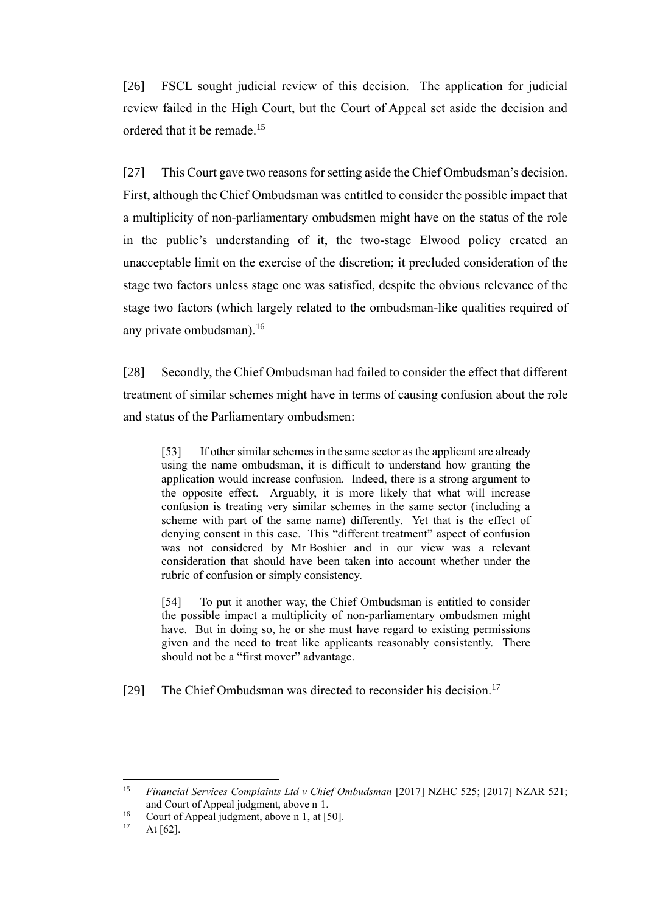[26] FSCL sought judicial review of this decision. The application for judicial review failed in the High Court, but the Court of Appeal set aside the decision and ordered that it be remade.[15]

[27] This Court gave two reasons for setting aside the Chief Ombudsman's decision. First, although the Chief Ombudsman was entitled to consider the possible impact that a multiplicity of non-parliamentary ombudsmen might have on the status of the role in the public's understanding of it, the two-stage Elwood policy created an unacceptable limit on the exercise of the discretion; it precluded consideration of the stage two factors unless stage one was satisfied, despite the obvious relevance of the stage two factors (which largely related to the ombudsman-like qualities required of any private ombudsman).[16]

[28] Secondly, the Chief Ombudsman had failed to consider the effect that different treatment of similar schemes might have in terms of causing confusion about the role and status of the Parliamentary ombudsmen:

> [53] If other similar schemes in the same sector as the applicant are already using the name ombudsman, it is difficult to understand how granting the application would increase confusion. Indeed, there is a strong argument to the opposite effect. Arguably, it is more likely that what will increase confusion is treating very similar schemes in the same sector (including a scheme with part of the same name) differently. Yet that is the effect of denying consent in this case. This "different treatment" aspect of confusion was not considered by Mr Boshier and in our view was a relevant consideration that should have been taken into account whether under the rubric of confusion or simply consistency.
>
> [54] To put it another way, the Chief Ombudsman is entitled to consider the possible impact a multiplicity of non-parliamentary ombudsmen might have. But in doing so, he or she must have regard to existing permissions given and the need to treat like applicants reasonably consistently. There should not be a "first mover" advantage.

[29] The Chief Ombudsman was directed to reconsider his decision.[17]

---

[15] *Financial Services Complaints Ltd v Chief Ombudsman* [2017] NZHC 525; [2017] NZAR 521; and Court of Appeal judgment, above n 1.

[16] Court of Appeal judgment, above n 1, at [50].

[17] At [62].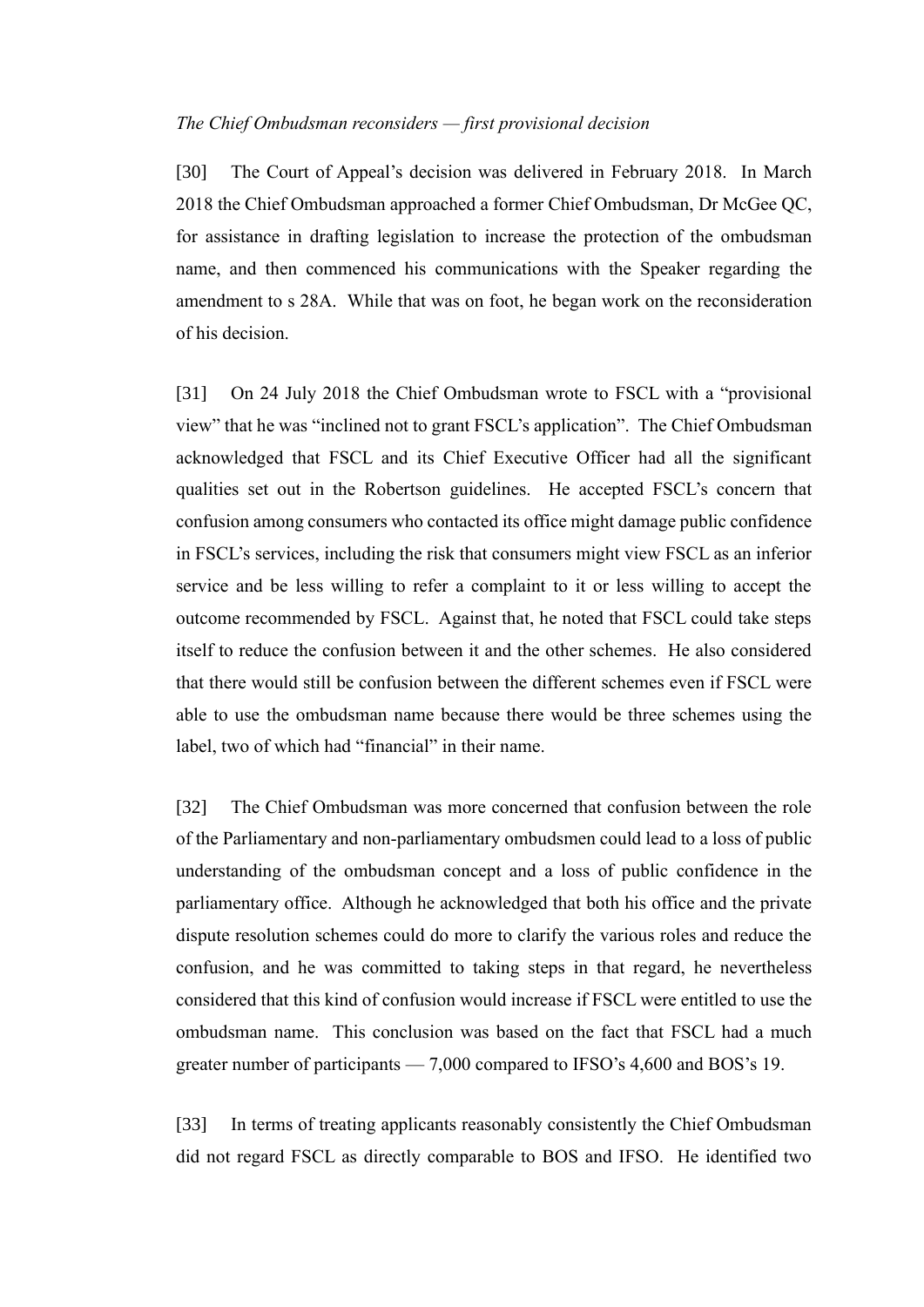*The Chief Ombudsman reconsiders — first provisional decision*

[30] The Court of Appeal's decision was delivered in February 2018. In March 2018 the Chief Ombudsman approached a former Chief Ombudsman, Dr McGee QC, for assistance in drafting legislation to increase the protection of the ombudsman name, and then commenced his communications with the Speaker regarding the amendment to s 28A. While that was on foot, he began work on the reconsideration of his decision.

[31] On 24 July 2018 the Chief Ombudsman wrote to FSCL with a "provisional view" that he was "inclined not to grant FSCL's application". The Chief Ombudsman acknowledged that FSCL and its Chief Executive Officer had all the significant qualities set out in the Robertson guidelines. He accepted FSCL's concern that confusion among consumers who contacted its office might damage public confidence in FSCL's services, including the risk that consumers might view FSCL as an inferior service and be less willing to refer a complaint to it or less willing to accept the outcome recommended by FSCL. Against that, he noted that FSCL could take steps itself to reduce the confusion between it and the other schemes. He also considered that there would still be confusion between the different schemes even if FSCL were able to use the ombudsman name because there would be three schemes using the label, two of which had "financial" in their name.

[32] The Chief Ombudsman was more concerned that confusion between the role of the Parliamentary and non-parliamentary ombudsmen could lead to a loss of public understanding of the ombudsman concept and a loss of public confidence in the parliamentary office. Although he acknowledged that both his office and the private dispute resolution schemes could do more to clarify the various roles and reduce the confusion, and he was committed to taking steps in that regard, he nevertheless considered that this kind of confusion would increase if FSCL were entitled to use the ombudsman name. This conclusion was based on the fact that FSCL had a much greater number of participants — 7,000 compared to IFSO's 4,600 and BOS's 19.

[33] In terms of treating applicants reasonably consistently the Chief Ombudsman did not regard FSCL as directly comparable to BOS and IFSO. He identified two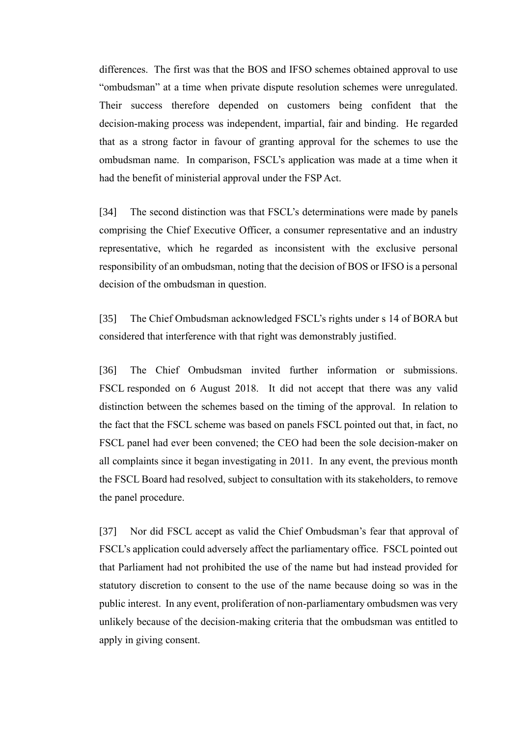differences. The first was that the BOS and IFSO schemes obtained approval to use "ombudsman" at a time when private dispute resolution schemes were unregulated. Their success therefore depended on customers being confident that the decision-making process was independent, impartial, fair and binding. He regarded that as a strong factor in favour of granting approval for the schemes to use the ombudsman name. In comparison, FSCL's application was made at a time when it had the benefit of ministerial approval under the FSP Act.

[34] The second distinction was that FSCL's determinations were made by panels comprising the Chief Executive Officer, a consumer representative and an industry representative, which he regarded as inconsistent with the exclusive personal responsibility of an ombudsman, noting that the decision of BOS or IFSO is a personal decision of the ombudsman in question.

[35] The Chief Ombudsman acknowledged FSCL's rights under s 14 of BORA but considered that interference with that right was demonstrably justified.

[36] The Chief Ombudsman invited further information or submissions. FSCL responded on 6 August 2018. It did not accept that there was any valid distinction between the schemes based on the timing of the approval. In relation to the fact that the FSCL scheme was based on panels FSCL pointed out that, in fact, no FSCL panel had ever been convened; the CEO had been the sole decision-maker on all complaints since it began investigating in 2011. In any event, the previous month the FSCL Board had resolved, subject to consultation with its stakeholders, to remove the panel procedure.

[37] Nor did FSCL accept as valid the Chief Ombudsman's fear that approval of FSCL's application could adversely affect the parliamentary office. FSCL pointed out that Parliament had not prohibited the use of the name but had instead provided for statutory discretion to consent to the use of the name because doing so was in the public interest. In any event, proliferation of non-parliamentary ombudsmen was very unlikely because of the decision-making criteria that the ombudsman was entitled to apply in giving consent.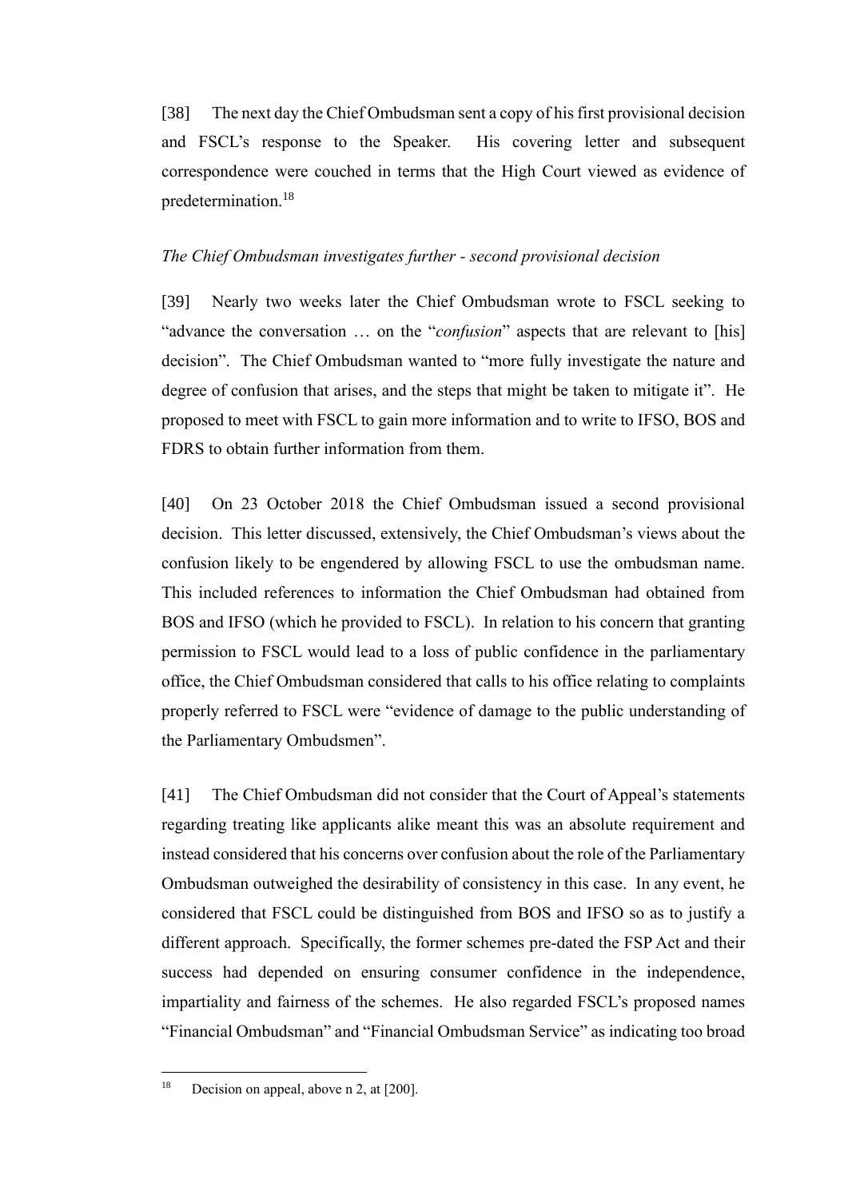[38] The next day the Chief Ombudsman sent a copy of his first provisional decision and FSCL's response to the Speaker. His covering letter and subsequent correspondence were couched in terms that the High Court viewed as evidence of predetermination.[18]

*The Chief Ombudsman investigates further - second provisional decision*

[39] Nearly two weeks later the Chief Ombudsman wrote to FSCL seeking to "advance the conversation … on the "*confusion*" aspects that are relevant to [his] decision". The Chief Ombudsman wanted to "more fully investigate the nature and degree of confusion that arises, and the steps that might be taken to mitigate it". He proposed to meet with FSCL to gain more information and to write to IFSO, BOS and FDRS to obtain further information from them.

[40] On 23 October 2018 the Chief Ombudsman issued a second provisional decision. This letter discussed, extensively, the Chief Ombudsman's views about the confusion likely to be engendered by allowing FSCL to use the ombudsman name. This included references to information the Chief Ombudsman had obtained from BOS and IFSO (which he provided to FSCL). In relation to his concern that granting permission to FSCL would lead to a loss of public confidence in the parliamentary office, the Chief Ombudsman considered that calls to his office relating to complaints properly referred to FSCL were "evidence of damage to the public understanding of the Parliamentary Ombudsmen".

[41] The Chief Ombudsman did not consider that the Court of Appeal's statements regarding treating like applicants alike meant this was an absolute requirement and instead considered that his concerns over confusion about the role of the Parliamentary Ombudsman outweighed the desirability of consistency in this case. In any event, he considered that FSCL could be distinguished from BOS and IFSO so as to justify a different approach. Specifically, the former schemes pre-dated the FSP Act and their success had depended on ensuring consumer confidence in the independence, impartiality and fairness of the schemes. He also regarded FSCL's proposed names "Financial Ombudsman" and "Financial Ombudsman Service" as indicating too broad

---

[18] Decision on appeal, above n 2, at [200].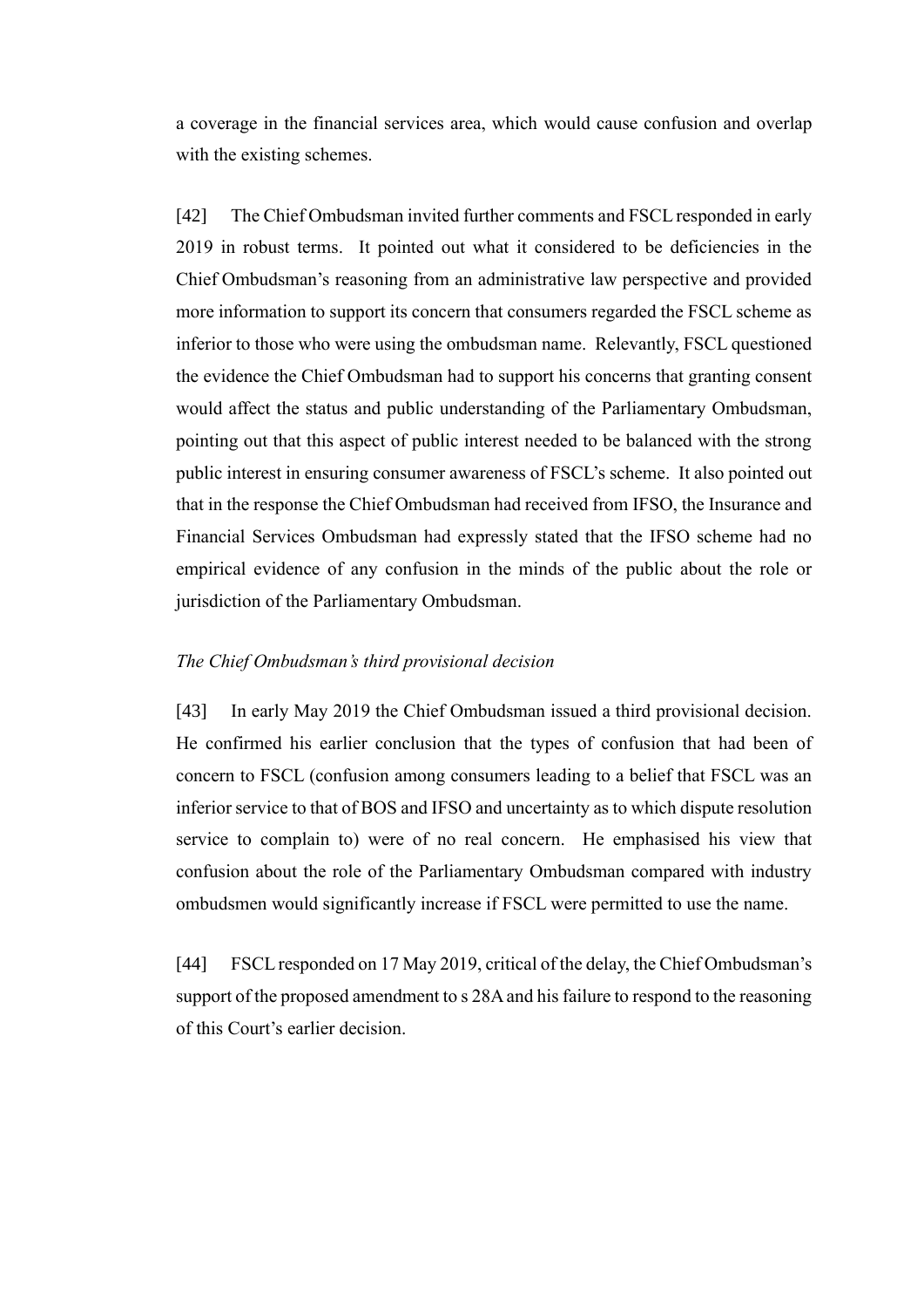a coverage in the financial services area, which would cause confusion and overlap with the existing schemes.

[42] The Chief Ombudsman invited further comments and FSCL responded in early 2019 in robust terms. It pointed out what it considered to be deficiencies in the Chief Ombudsman's reasoning from an administrative law perspective and provided more information to support its concern that consumers regarded the FSCL scheme as inferior to those who were using the ombudsman name. Relevantly, FSCL questioned the evidence the Chief Ombudsman had to support his concerns that granting consent would affect the status and public understanding of the Parliamentary Ombudsman, pointing out that this aspect of public interest needed to be balanced with the strong public interest in ensuring consumer awareness of FSCL's scheme. It also pointed out that in the response the Chief Ombudsman had received from IFSO, the Insurance and Financial Services Ombudsman had expressly stated that the IFSO scheme had no empirical evidence of any confusion in the minds of the public about the role or jurisdiction of the Parliamentary Ombudsman.

*The Chief Ombudsman's third provisional decision*

[43] In early May 2019 the Chief Ombudsman issued a third provisional decision. He confirmed his earlier conclusion that the types of confusion that had been of concern to FSCL (confusion among consumers leading to a belief that FSCL was an inferior service to that of BOS and IFSO and uncertainty as to which dispute resolution service to complain to) were of no real concern. He emphasised his view that confusion about the role of the Parliamentary Ombudsman compared with industry ombudsmen would significantly increase if FSCL were permitted to use the name.

[44] FSCL responded on 17 May 2019, critical of the delay, the Chief Ombudsman's support of the proposed amendment to s 28A and his failure to respond to the reasoning of this Court's earlier decision.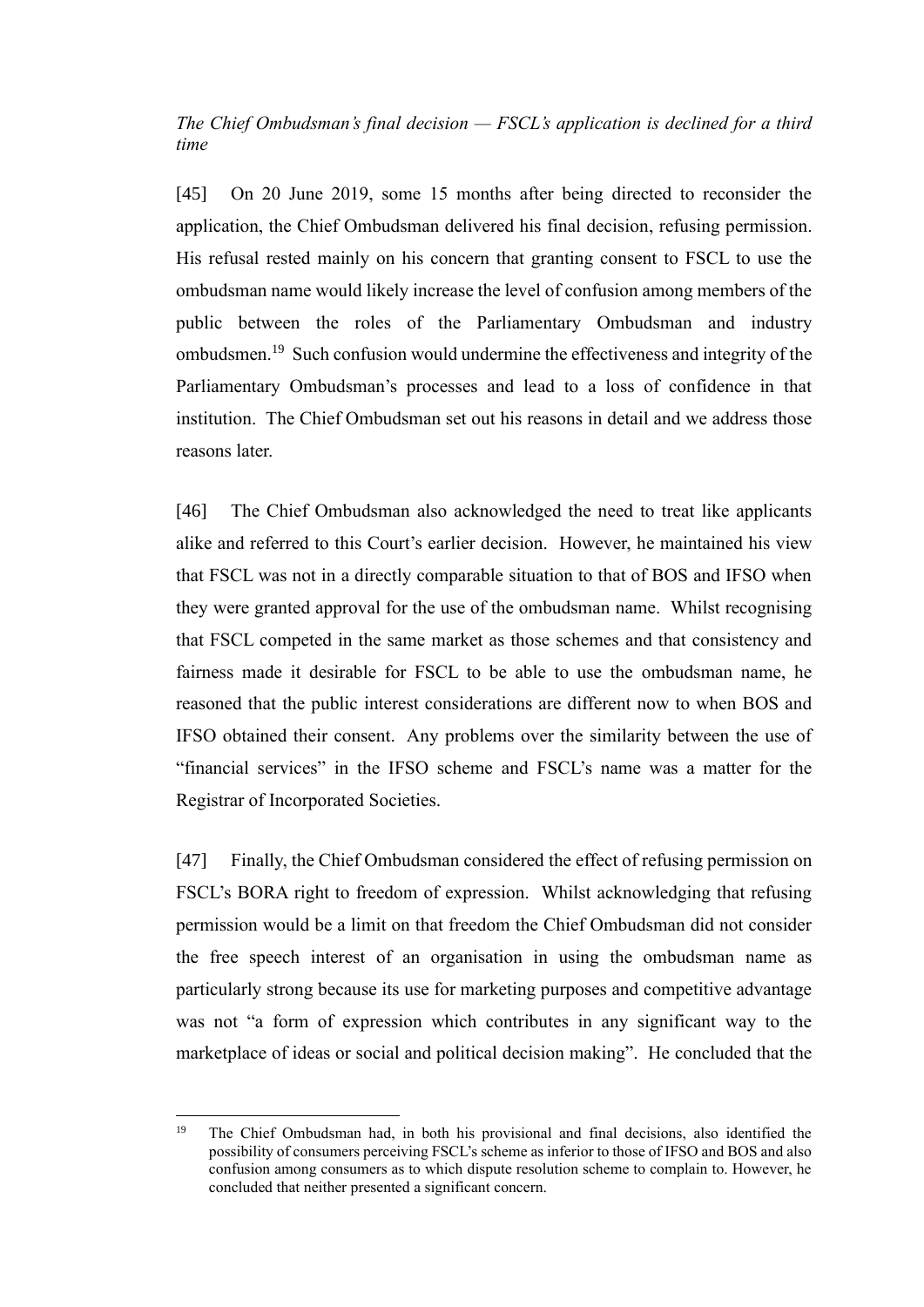*The Chief Ombudsman's final decision — FSCL's application is declined for a third time*

[45] On 20 June 2019, some 15 months after being directed to reconsider the application, the Chief Ombudsman delivered his final decision, refusing permission. His refusal rested mainly on his concern that granting consent to FSCL to use the ombudsman name would likely increase the level of confusion among members of the public between the roles of the Parliamentary Ombudsman and industry ombudsmen.[19] Such confusion would undermine the effectiveness and integrity of the Parliamentary Ombudsman's processes and lead to a loss of confidence in that institution. The Chief Ombudsman set out his reasons in detail and we address those reasons later.

[46] The Chief Ombudsman also acknowledged the need to treat like applicants alike and referred to this Court's earlier decision. However, he maintained his view that FSCL was not in a directly comparable situation to that of BOS and IFSO when they were granted approval for the use of the ombudsman name. Whilst recognising that FSCL competed in the same market as those schemes and that consistency and fairness made it desirable for FSCL to be able to use the ombudsman name, he reasoned that the public interest considerations are different now to when BOS and IFSO obtained their consent. Any problems over the similarity between the use of "financial services" in the IFSO scheme and FSCL's name was a matter for the Registrar of Incorporated Societies.

[47] Finally, the Chief Ombudsman considered the effect of refusing permission on FSCL's BORA right to freedom of expression. Whilst acknowledging that refusing permission would be a limit on that freedom the Chief Ombudsman did not consider the free speech interest of an organisation in using the ombudsman name as particularly strong because its use for marketing purposes and competitive advantage was not "a form of expression which contributes in any significant way to the marketplace of ideas or social and political decision making". He concluded that the

[19] The Chief Ombudsman had, in both his provisional and final decisions, also identified the possibility of consumers perceiving FSCL's scheme as inferior to those of IFSO and BOS and also confusion among consumers as to which dispute resolution scheme to complain to. However, he concluded that neither presented a significant concern.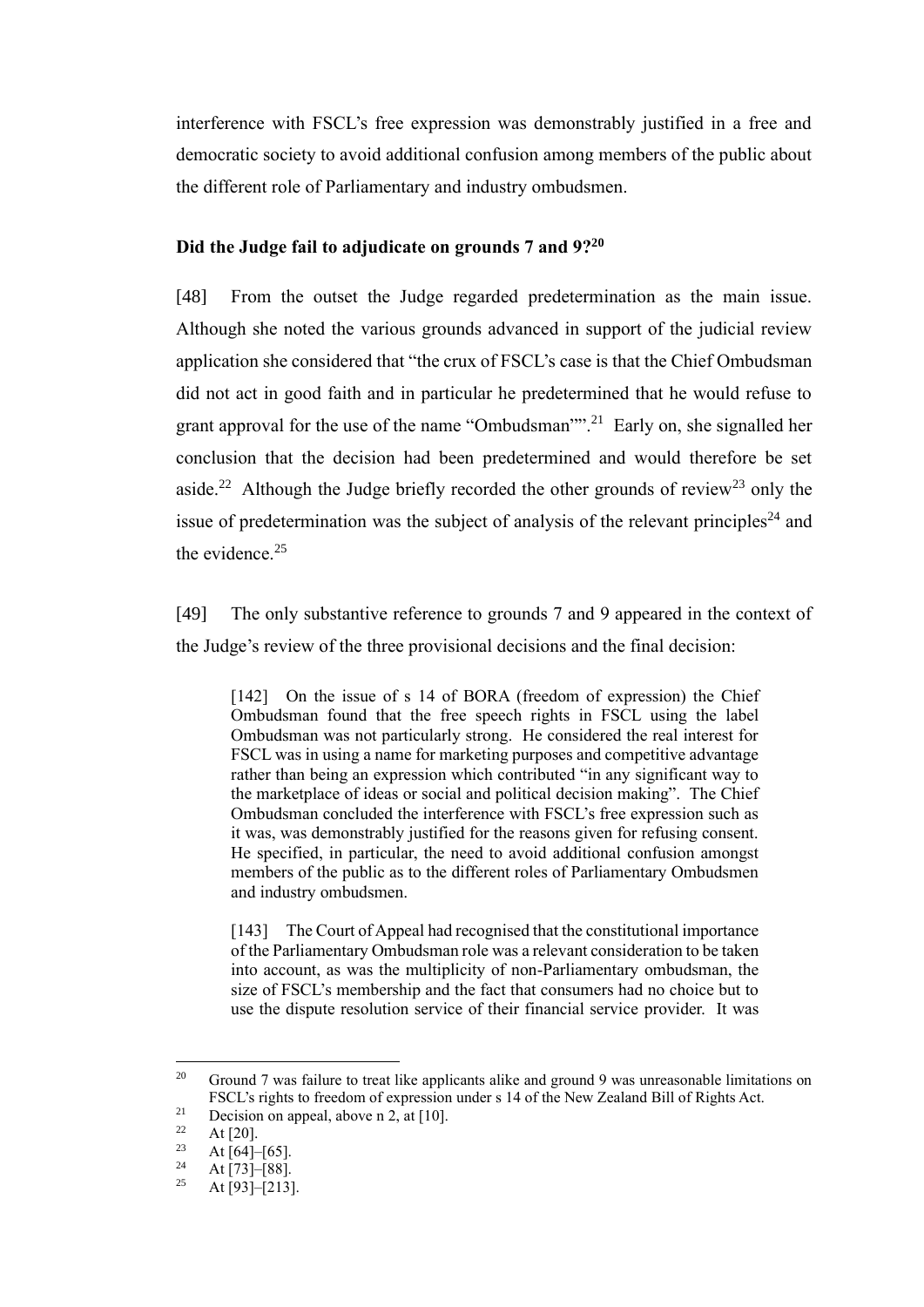interference with FSCL's free expression was demonstrably justified in a free and democratic society to avoid additional confusion among members of the public about the different role of Parliamentary and industry ombudsmen.

### Did the Judge fail to adjudicate on grounds 7 and 9?[20]

[48] From the outset the Judge regarded predetermination as the main issue. Although she noted the various grounds advanced in support of the judicial review application she considered that "the crux of FSCL's case is that the Chief Ombudsman did not act in good faith and in particular he predetermined that he would refuse to grant approval for the use of the name "Ombudsman"".[21] Early on, she signalled her conclusion that the decision had been predetermined and would therefore be set aside.[22] Although the Judge briefly recorded the other grounds of review[23] only the issue of predetermination was the subject of analysis of the relevant principles[24] and the evidence.[25]

[49] The only substantive reference to grounds 7 and 9 appeared in the context of the Judge's review of the three provisional decisions and the final decision:

> [142] On the issue of s 14 of BORA (freedom of expression) the Chief Ombudsman found that the free speech rights in FSCL using the label Ombudsman was not particularly strong. He considered the real interest for FSCL was in using a name for marketing purposes and competitive advantage rather than being an expression which contributed "in any significant way to the marketplace of ideas or social and political decision making". The Chief Ombudsman concluded the interference with FSCL's free expression such as it was, was demonstrably justified for the reasons given for refusing consent. He specified, in particular, the need to avoid additional confusion amongst members of the public as to the different roles of Parliamentary Ombudsmen and industry ombudsmen.
>
> [143] The Court of Appeal had recognised that the constitutional importance of the Parliamentary Ombudsman role was a relevant consideration to be taken into account, as was the multiplicity of non-Parliamentary ombudsman, the size of FSCL's membership and the fact that consumers had no choice but to use the dispute resolution service of their financial service provider. It was

---

[20] Ground 7 was failure to treat like applicants alike and ground 9 was unreasonable limitations on FSCL's rights to freedom of expression under s 14 of the New Zealand Bill of Rights Act.

[21] Decision on appeal, above n 2, at [10].

[22] At [20].

[23] At [64]–[65].

[24] At [73]–[88].

[25] At [93]–[213].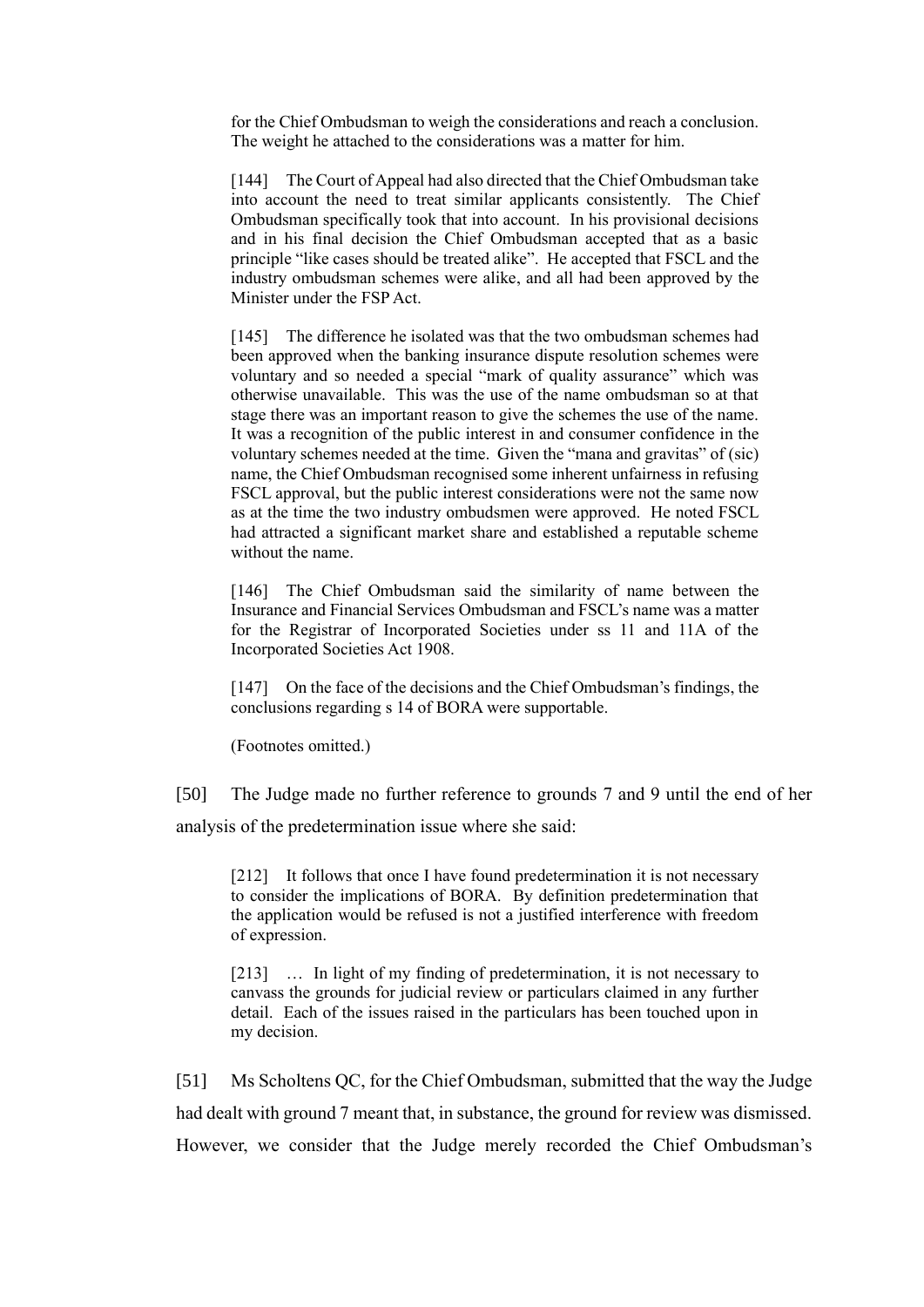> for the Chief Ombudsman to weigh the considerations and reach a conclusion. The weight he attached to the considerations was a matter for him.
>
> [144] The Court of Appeal had also directed that the Chief Ombudsman take into account the need to treat similar applicants consistently. The Chief Ombudsman specifically took that into account. In his provisional decisions and in his final decision the Chief Ombudsman accepted that as a basic principle "like cases should be treated alike". He accepted that FSCL and the industry ombudsman schemes were alike, and all had been approved by the Minister under the FSP Act.
>
> [145] The difference he isolated was that the two ombudsman schemes had been approved when the banking insurance dispute resolution schemes were voluntary and so needed a special "mark of quality assurance" which was otherwise unavailable. This was the use of the name ombudsman so at that stage there was an important reason to give the schemes the use of the name. It was a recognition of the public interest in and consumer confidence in the voluntary schemes needed at the time. Given the "mana and gravitas" of (sic) name, the Chief Ombudsman recognised some inherent unfairness in refusing FSCL approval, but the public interest considerations were not the same now as at the time the two industry ombudsmen were approved. He noted FSCL had attracted a significant market share and established a reputable scheme without the name.
>
> [146] The Chief Ombudsman said the similarity of name between the Insurance and Financial Services Ombudsman and FSCL's name was a matter for the Registrar of Incorporated Societies under ss 11 and 11A of the Incorporated Societies Act 1908.
>
> [147] On the face of the decisions and the Chief Ombudsman's findings, the conclusions regarding s 14 of BORA were supportable.
>
> (Footnotes omitted.)

[50] The Judge made no further reference to grounds 7 and 9 until the end of her analysis of the predetermination issue where she said:

> [212] It follows that once I have found predetermination it is not necessary to consider the implications of BORA. By definition predetermination that the application would be refused is not a justified interference with freedom of expression.
>
> [213] … In light of my finding of predetermination, it is not necessary to canvass the grounds for judicial review or particulars claimed in any further detail. Each of the issues raised in the particulars has been touched upon in my decision.

[51] Ms Scholtens QC, for the Chief Ombudsman, submitted that the way the Judge had dealt with ground 7 meant that, in substance, the ground for review was dismissed. However, we consider that the Judge merely recorded the Chief Ombudsman's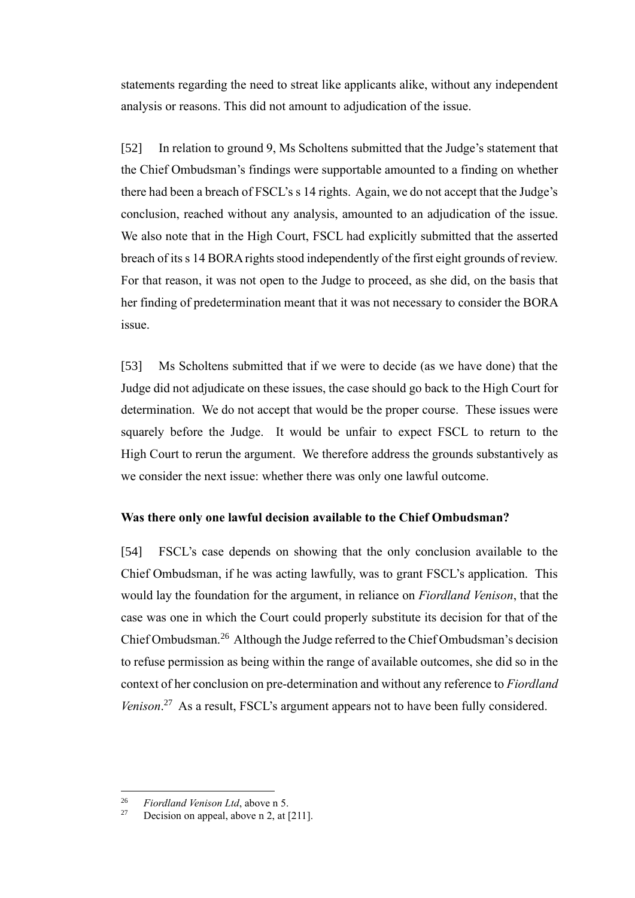statements regarding the need to streat like applicants alike, without any independent analysis or reasons. This did not amount to adjudication of the issue.

[52] In relation to ground 9, Ms Scholtens submitted that the Judge's statement that the Chief Ombudsman's findings were supportable amounted to a finding on whether there had been a breach of FSCL's s 14 rights. Again, we do not accept that the Judge's conclusion, reached without any analysis, amounted to an adjudication of the issue. We also note that in the High Court, FSCL had explicitly submitted that the asserted breach of its s 14 BORA rights stood independently of the first eight grounds of review. For that reason, it was not open to the Judge to proceed, as she did, on the basis that her finding of predetermination meant that it was not necessary to consider the BORA issue.

[53] Ms Scholtens submitted that if we were to decide (as we have done) that the Judge did not adjudicate on these issues, the case should go back to the High Court for determination. We do not accept that would be the proper course. These issues were squarely before the Judge. It would be unfair to expect FSCL to return to the High Court to rerun the argument. We therefore address the grounds substantively as we consider the next issue: whether there was only one lawful outcome.

**Was there only one lawful decision available to the Chief Ombudsman?**

[54] FSCL's case depends on showing that the only conclusion available to the Chief Ombudsman, if he was acting lawfully, was to grant FSCL's application. This would lay the foundation for the argument, in reliance on *Fiordland Venison*, that the case was one in which the Court could properly substitute its decision for that of the Chief Ombudsman.[26] Although the Judge referred to the Chief Ombudsman's decision to refuse permission as being within the range of available outcomes, she did so in the context of her conclusion on pre-determination and without any reference to *Fiordland Venison*.[27] As a result, FSCL's argument appears not to have been fully considered.

---

[26] *Fiordland Venison Ltd*, above n 5.

[27] Decision on appeal, above n 2, at [211].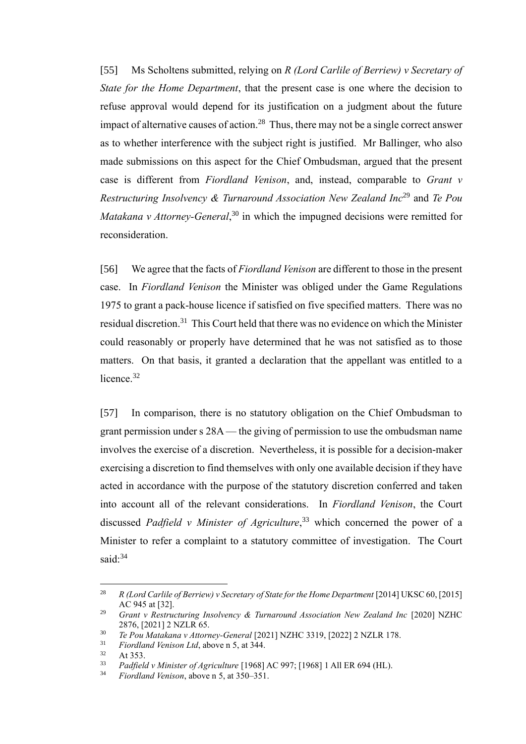[55] Ms Scholtens submitted, relying on *R (Lord Carlile of Berriew) v Secretary of State for the Home Department*, that the present case is one where the decision to refuse approval would depend for its justification on a judgment about the future impact of alternative causes of action.[28] Thus, there may not be a single correct answer as to whether interference with the subject right is justified. Mr Ballinger, who also made submissions on this aspect for the Chief Ombudsman, argued that the present case is different from *Fiordland Venison*, and, instead, comparable to *Grant v Restructuring Insolvency & Turnaround Association New Zealand Inc*[29] and *Te Pou Matakana v Attorney-General*,[30] in which the impugned decisions were remitted for reconsideration.

[56] We agree that the facts of *Fiordland Venison* are different to those in the present case. In *Fiordland Venison* the Minister was obliged under the Game Regulations 1975 to grant a pack-house licence if satisfied on five specified matters. There was no residual discretion.[31] This Court held that there was no evidence on which the Minister could reasonably or properly have determined that he was not satisfied as to those matters. On that basis, it granted a declaration that the appellant was entitled to a licence.[32]

[57] In comparison, there is no statutory obligation on the Chief Ombudsman to grant permission under s 28A — the giving of permission to use the ombudsman name involves the exercise of a discretion. Nevertheless, it is possible for a decision-maker exercising a discretion to find themselves with only one available decision if they have acted in accordance with the purpose of the statutory discretion conferred and taken into account all of the relevant considerations. In *Fiordland Venison*, the Court discussed *Padfield v Minister of Agriculture*,[33] which concerned the power of a Minister to refer a complaint to a statutory committee of investigation. The Court said:[34]

---

[28] *R (Lord Carlile of Berriew) v Secretary of State for the Home Department* [2014] UKSC 60, [2015] AC 945 at [32].

[29] *Grant v Restructuring Insolvency & Turnaround Association New Zealand Inc* [2020] NZHC 2876, [2021] 2 NZLR 65.

[30] *Te Pou Matakana v Attorney-General* [2021] NZHC 3319, [2022] 2 NZLR 178.

[31] *Fiordland Venison Ltd*, above n 5, at 344.

[32] At 353.

[33] *Padfield v Minister of Agriculture* [1968] AC 997; [1968] 1 All ER 694 (HL).

[34] *Fiordland Venison*, above n 5, at 350–351.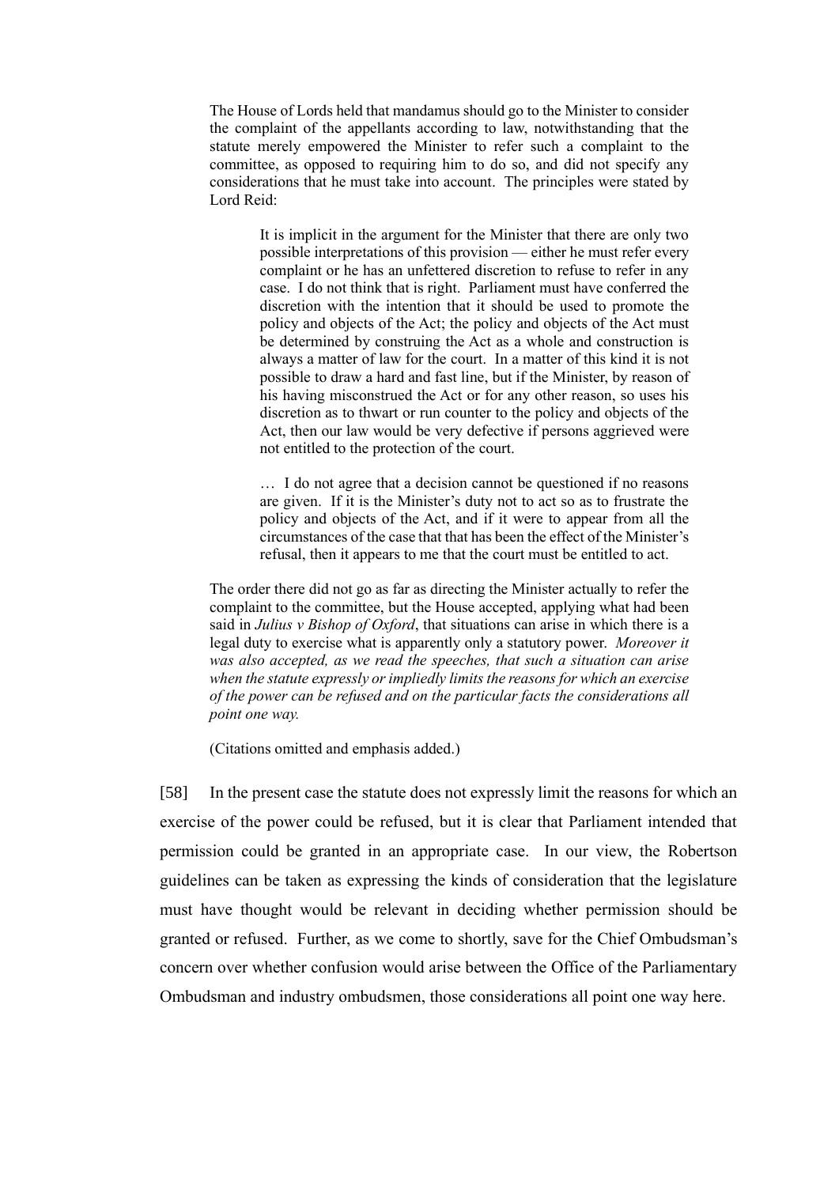> The House of Lords held that mandamus should go to the Minister to consider the complaint of the appellants according to law, notwithstanding that the statute merely empowered the Minister to refer such a complaint to the committee, as opposed to requiring him to do so, and did not specify any considerations that he must take into account. The principles were stated by Lord Reid:
>
> > It is implicit in the argument for the Minister that there are only two possible interpretations of this provision — either he must refer every complaint or he has an unfettered discretion to refuse to refer in any case. I do not think that is right. Parliament must have conferred the discretion with the intention that it should be used to promote the policy and objects of the Act; the policy and objects of the Act must be determined by construing the Act as a whole and construction is always a matter of law for the court. In a matter of this kind it is not possible to draw a hard and fast line, but if the Minister, by reason of his having misconstrued the Act or for any other reason, so uses his discretion as to thwart or run counter to the policy and objects of the Act, then our law would be very defective if persons aggrieved were not entitled to the protection of the court.
> >
> > … I do not agree that a decision cannot be questioned if no reasons are given. If it is the Minister's duty not to act so as to frustrate the policy and objects of the Act, and if it were to appear from all the circumstances of the case that that has been the effect of the Minister's refusal, then it appears to me that the court must be entitled to act.
>
> The order there did not go as far as directing the Minister actually to refer the complaint to the committee, but the House accepted, applying what had been said in *Julius v Bishop of Oxford*, that situations can arise in which there is a legal duty to exercise what is apparently only a statutory power. *Moreover it was also accepted, as we read the speeches, that such a situation can arise when the statute expressly or impliedly limits the reasons for which an exercise of the power can be refused and on the particular facts the considerations all point one way.*
>
> (Citations omitted and emphasis added.)

[58] In the present case the statute does not expressly limit the reasons for which an exercise of the power could be refused, but it is clear that Parliament intended that permission could be granted in an appropriate case. In our view, the Robertson guidelines can be taken as expressing the kinds of consideration that the legislature must have thought would be relevant in deciding whether permission should be granted or refused. Further, as we come to shortly, save for the Chief Ombudsman's concern over whether confusion would arise between the Office of the Parliamentary Ombudsman and industry ombudsmen, those considerations all point one way here.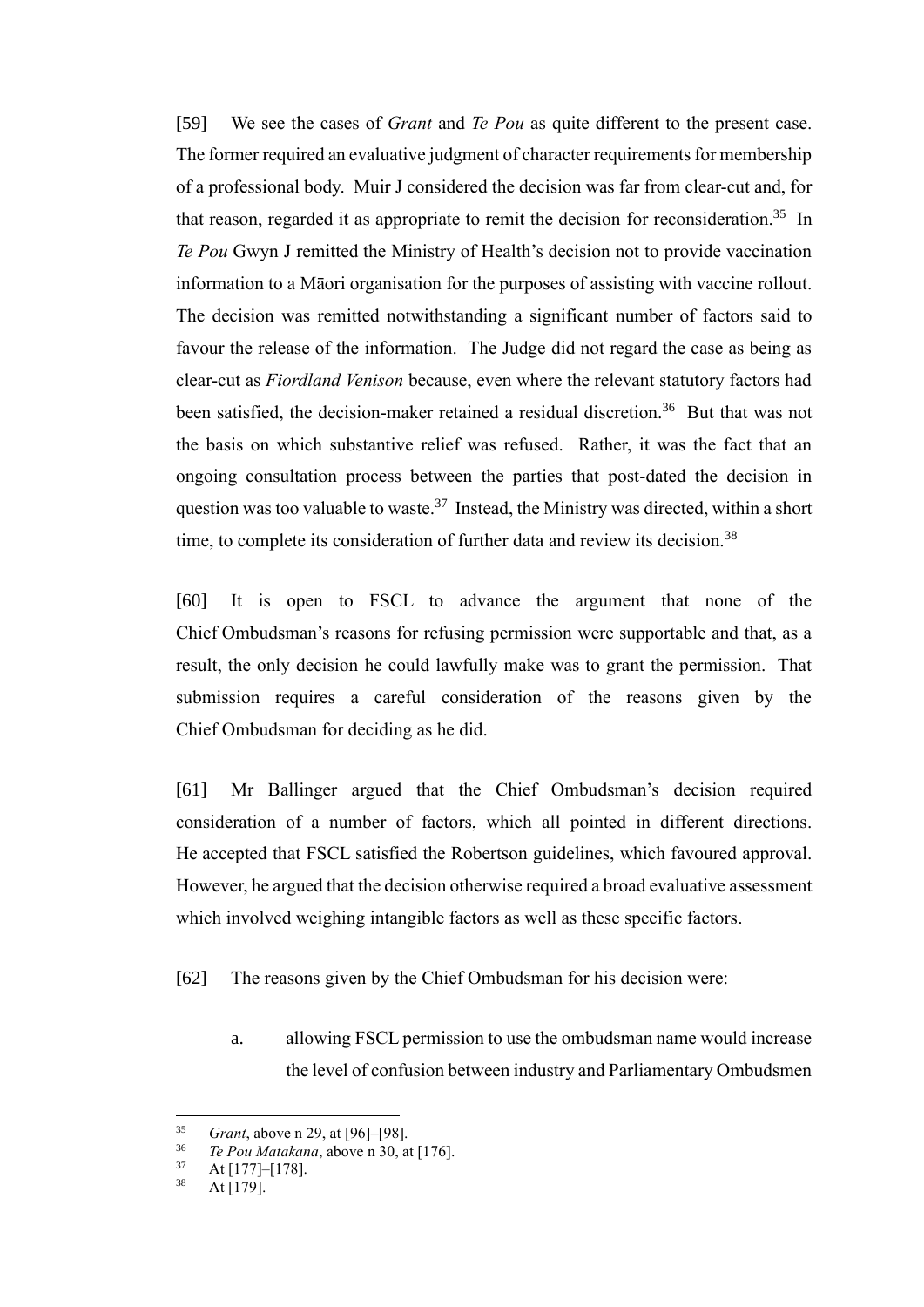[59] We see the cases of *Grant* and *Te Pou* as quite different to the present case. The former required an evaluative judgment of character requirements for membership of a professional body. Muir J considered the decision was far from clear-cut and, for that reason, regarded it as appropriate to remit the decision for reconsideration.[35] In *Te Pou* Gwyn J remitted the Ministry of Health's decision not to provide vaccination information to a Māori organisation for the purposes of assisting with vaccine rollout. The decision was remitted notwithstanding a significant number of factors said to favour the release of the information. The Judge did not regard the case as being as clear-cut as *Fiordland Venison* because, even where the relevant statutory factors had been satisfied, the decision-maker retained a residual discretion.[36] But that was not the basis on which substantive relief was refused. Rather, it was the fact that an ongoing consultation process between the parties that post-dated the decision in question was too valuable to waste.[37] Instead, the Ministry was directed, within a short time, to complete its consideration of further data and review its decision.[38]

[60] It is open to FSCL to advance the argument that none of the Chief Ombudsman's reasons for refusing permission were supportable and that, as a result, the only decision he could lawfully make was to grant the permission. That submission requires a careful consideration of the reasons given by the Chief Ombudsman for deciding as he did.

[61] Mr Ballinger argued that the Chief Ombudsman's decision required consideration of a number of factors, which all pointed in different directions. He accepted that FSCL satisfied the Robertson guidelines, which favoured approval. However, he argued that the decision otherwise required a broad evaluative assessment which involved weighing intangible factors as well as these specific factors.

[62] The reasons given by the Chief Ombudsman for his decision were:

a. allowing FSCL permission to use the ombudsman name would increase the level of confusion between industry and Parliamentary Ombudsmen

---

[35] *Grant*, above n 29, at [96]–[98].

[36] *Te Pou Matakana*, above n 30, at [176].

[37] At [177]–[178].

[38] At [179].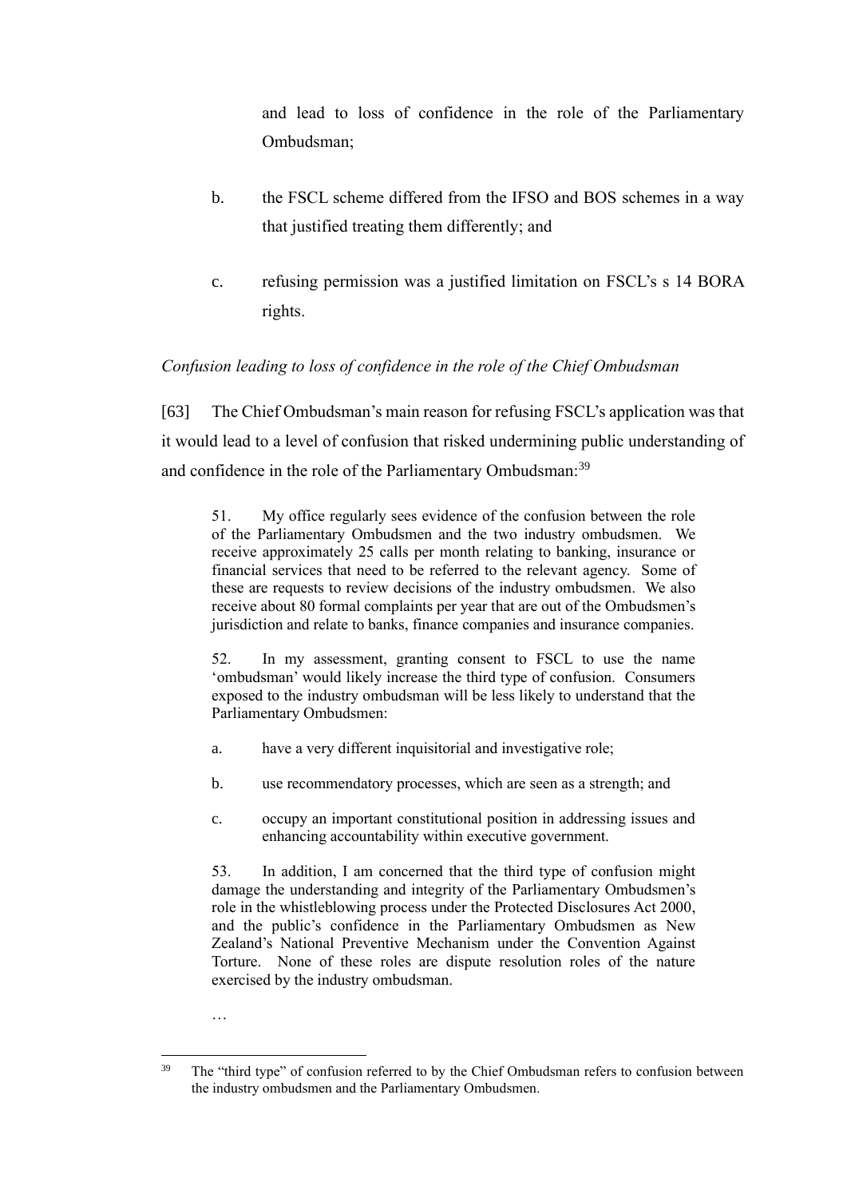and lead to loss of confidence in the role of the Parliamentary Ombudsman;

b. the FSCL scheme differed from the IFSO and BOS schemes in a way that justified treating them differently; and

c. refusing permission was a justified limitation on FSCL's s 14 BORA rights.

*Confusion leading to loss of confidence in the role of the Chief Ombudsman*

[63] The Chief Ombudsman's main reason for refusing FSCL's application was that it would lead to a level of confusion that risked undermining public understanding of and confidence in the role of the Parliamentary Ombudsman:[39]

> 51. My office regularly sees evidence of the confusion between the role of the Parliamentary Ombudsmen and the two industry ombudsmen. We receive approximately 25 calls per month relating to banking, insurance or financial services that need to be referred to the relevant agency. Some of these are requests to review decisions of the industry ombudsmen. We also receive about 80 formal complaints per year that are out of the Ombudsmen's jurisdiction and relate to banks, finance companies and insurance companies.
>
> 52. In my assessment, granting consent to FSCL to use the name 'ombudsman' would likely increase the third type of confusion. Consumers exposed to the industry ombudsman will be less likely to understand that the Parliamentary Ombudsmen:
>
> a. have a very different inquisitorial and investigative role;
>
> b. use recommendatory processes, which are seen as a strength; and
>
> c. occupy an important constitutional position in addressing issues and enhancing accountability within executive government.
>
> 53. In addition, I am concerned that the third type of confusion might damage the understanding and integrity of the Parliamentary Ombudsmen's role in the whistleblowing process under the Protected Disclosures Act 2000, and the public's confidence in the Parliamentary Ombudsmen as New Zealand's National Preventive Mechanism under the Convention Against Torture. None of these roles are dispute resolution roles of the nature exercised by the industry ombudsman.
>
> …

---

[39] The "third type" of confusion referred to by the Chief Ombudsman refers to confusion between the industry ombudsmen and the Parliamentary Ombudsmen.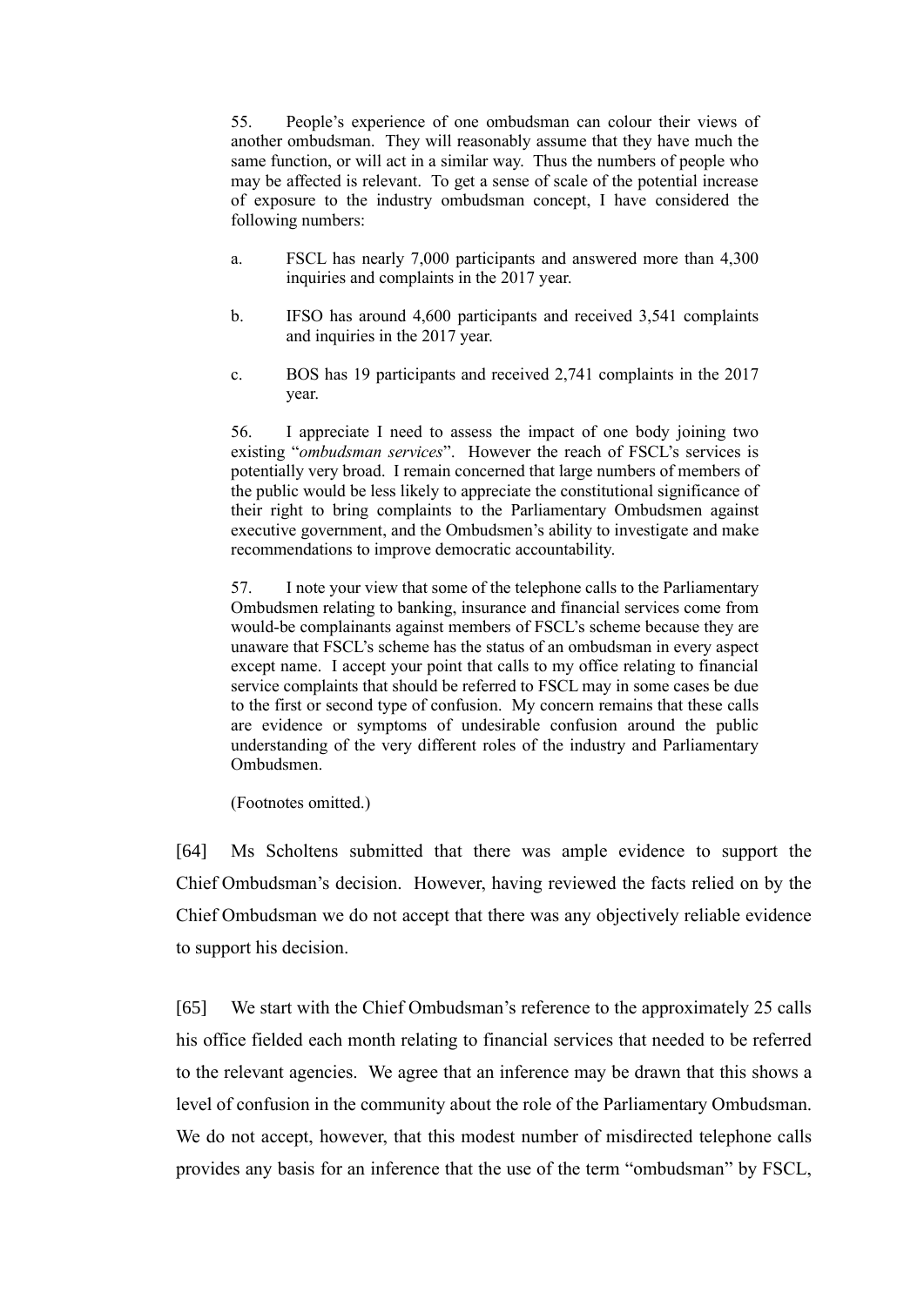> 55. People's experience of one ombudsman can colour their views of another ombudsman. They will reasonably assume that they have much the same function, or will act in a similar way. Thus the numbers of people who may be affected is relevant. To get a sense of scale of the potential increase of exposure to the industry ombudsman concept, I have considered the following numbers:
>
> a. FSCL has nearly 7,000 participants and answered more than 4,300 inquiries and complaints in the 2017 year.
>
> b. IFSO has around 4,600 participants and received 3,541 complaints and inquiries in the 2017 year.
>
> c. BOS has 19 participants and received 2,741 complaints in the 2017 year.
>
> 56. I appreciate I need to assess the impact of one body joining two existing "*ombudsman services*". However the reach of FSCL's services is potentially very broad. I remain concerned that large numbers of members of the public would be less likely to appreciate the constitutional significance of their right to bring complaints to the Parliamentary Ombudsmen against executive government, and the Ombudsmen's ability to investigate and make recommendations to improve democratic accountability.
>
> 57. I note your view that some of the telephone calls to the Parliamentary Ombudsmen relating to banking, insurance and financial services come from would-be complainants against members of FSCL's scheme because they are unaware that FSCL's scheme has the status of an ombudsman in every aspect except name. I accept your point that calls to my office relating to financial service complaints that should be referred to FSCL may in some cases be due to the first or second type of confusion. My concern remains that these calls are evidence or symptoms of undesirable confusion around the public understanding of the very different roles of the industry and Parliamentary Ombudsmen.
>
> (Footnotes omitted.)

[64] Ms Scholtens submitted that there was ample evidence to support the Chief Ombudsman's decision. However, having reviewed the facts relied on by the Chief Ombudsman we do not accept that there was any objectively reliable evidence to support his decision.

[65] We start with the Chief Ombudsman's reference to the approximately 25 calls his office fielded each month relating to financial services that needed to be referred to the relevant agencies. We agree that an inference may be drawn that this shows a level of confusion in the community about the role of the Parliamentary Ombudsman. We do not accept, however, that this modest number of misdirected telephone calls provides any basis for an inference that the use of the term "ombudsman" by FSCL,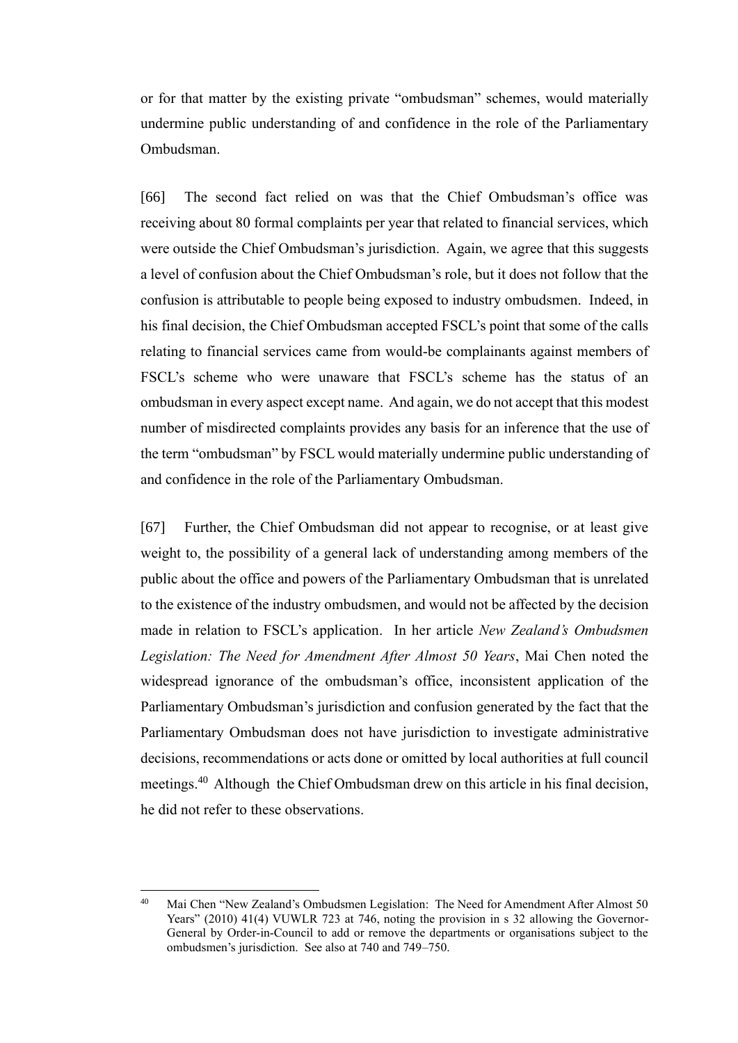or for that matter by the existing private "ombudsman" schemes, would materially undermine public understanding of and confidence in the role of the Parliamentary Ombudsman.

[66] The second fact relied on was that the Chief Ombudsman's office was receiving about 80 formal complaints per year that related to financial services, which were outside the Chief Ombudsman's jurisdiction. Again, we agree that this suggests a level of confusion about the Chief Ombudsman's role, but it does not follow that the confusion is attributable to people being exposed to industry ombudsmen. Indeed, in his final decision, the Chief Ombudsman accepted FSCL's point that some of the calls relating to financial services came from would-be complainants against members of FSCL's scheme who were unaware that FSCL's scheme has the status of an ombudsman in every aspect except name. And again, we do not accept that this modest number of misdirected complaints provides any basis for an inference that the use of the term "ombudsman" by FSCL would materially undermine public understanding of and confidence in the role of the Parliamentary Ombudsman.

[67] Further, the Chief Ombudsman did not appear to recognise, or at least give weight to, the possibility of a general lack of understanding among members of the public about the office and powers of the Parliamentary Ombudsman that is unrelated to the existence of the industry ombudsmen, and would not be affected by the decision made in relation to FSCL's application. In her article *New Zealand's Ombudsmen Legislation: The Need for Amendment After Almost 50 Years*, Mai Chen noted the widespread ignorance of the ombudsman's office, inconsistent application of the Parliamentary Ombudsman's jurisdiction and confusion generated by the fact that the Parliamentary Ombudsman does not have jurisdiction to investigate administrative decisions, recommendations or acts done or omitted by local authorities at full council meetings.[40] Although the Chief Ombudsman drew on this article in his final decision, he did not refer to these observations.

---

[40] Mai Chen "New Zealand's Ombudsmen Legislation: The Need for Amendment After Almost 50 Years" (2010) 41(4) VUWLR 723 at 746, noting the provision in s 32 allowing the Governor-General by Order-in-Council to add or remove the departments or organisations subject to the ombudsmen's jurisdiction. See also at 740 and 749–750.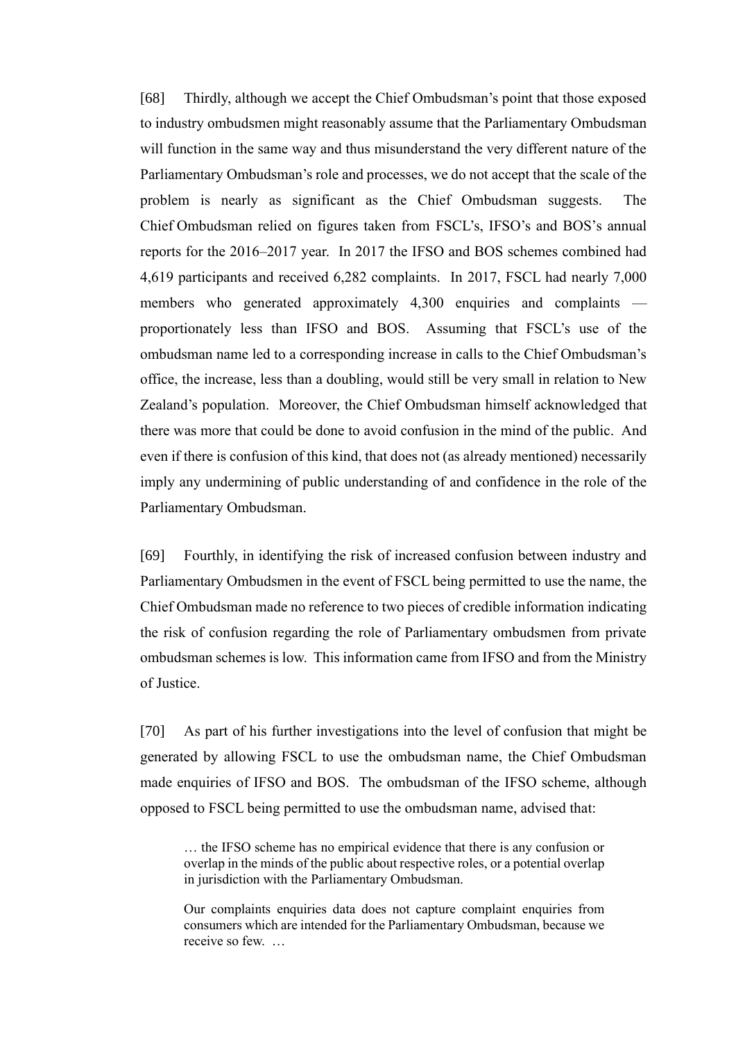[68] Thirdly, although we accept the Chief Ombudsman's point that those exposed to industry ombudsmen might reasonably assume that the Parliamentary Ombudsman will function in the same way and thus misunderstand the very different nature of the Parliamentary Ombudsman's role and processes, we do not accept that the scale of the problem is nearly as significant as the Chief Ombudsman suggests. The Chief Ombudsman relied on figures taken from FSCL's, IFSO's and BOS's annual reports for the 2016–2017 year. In 2017 the IFSO and BOS schemes combined had 4,619 participants and received 6,282 complaints. In 2017, FSCL had nearly 7,000 members who generated approximately 4,300 enquiries and complaints — proportionately less than IFSO and BOS. Assuming that FSCL's use of the ombudsman name led to a corresponding increase in calls to the Chief Ombudsman's office, the increase, less than a doubling, would still be very small in relation to New Zealand's population. Moreover, the Chief Ombudsman himself acknowledged that there was more that could be done to avoid confusion in the mind of the public. And even if there is confusion of this kind, that does not (as already mentioned) necessarily imply any undermining of public understanding of and confidence in the role of the Parliamentary Ombudsman.

[69] Fourthly, in identifying the risk of increased confusion between industry and Parliamentary Ombudsmen in the event of FSCL being permitted to use the name, the Chief Ombudsman made no reference to two pieces of credible information indicating the risk of confusion regarding the role of Parliamentary ombudsmen from private ombudsman schemes is low. This information came from IFSO and from the Ministry of Justice.

[70] As part of his further investigations into the level of confusion that might be generated by allowing FSCL to use the ombudsman name, the Chief Ombudsman made enquiries of IFSO and BOS. The ombudsman of the IFSO scheme, although opposed to FSCL being permitted to use the ombudsman name, advised that:

> … the IFSO scheme has no empirical evidence that there is any confusion or overlap in the minds of the public about respective roles, or a potential overlap in jurisdiction with the Parliamentary Ombudsman.
>
> Our complaints enquiries data does not capture complaint enquiries from consumers which are intended for the Parliamentary Ombudsman, because we receive so few. …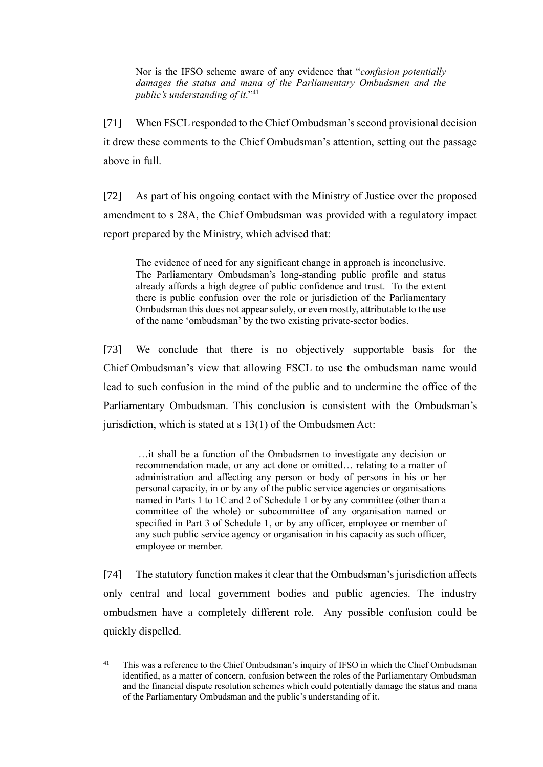> Nor is the IFSO scheme aware of any evidence that "*confusion potentially damages the status and mana of the Parliamentary Ombudsmen and the public's understanding of it*."[41]

[71] When FSCL responded to the Chief Ombudsman's second provisional decision it drew these comments to the Chief Ombudsman's attention, setting out the passage above in full.

[72] As part of his ongoing contact with the Ministry of Justice over the proposed amendment to s 28A, the Chief Ombudsman was provided with a regulatory impact report prepared by the Ministry, which advised that:

> The evidence of need for any significant change in approach is inconclusive. The Parliamentary Ombudsman's long-standing public profile and status already affords a high degree of public confidence and trust. To the extent there is public confusion over the role or jurisdiction of the Parliamentary Ombudsman this does not appear solely, or even mostly, attributable to the use of the name 'ombudsman' by the two existing private-sector bodies.

[73] We conclude that there is no objectively supportable basis for the Chief Ombudsman's view that allowing FSCL to use the ombudsman name would lead to such confusion in the mind of the public and to undermine the office of the Parliamentary Ombudsman. This conclusion is consistent with the Ombudsman's jurisdiction, which is stated at s 13(1) of the Ombudsmen Act:

> …it shall be a function of the Ombudsmen to investigate any decision or recommendation made, or any act done or omitted… relating to a matter of administration and affecting any person or body of persons in his or her personal capacity, in or by any of the public service agencies or organisations named in Parts 1 to 1C and 2 of Schedule 1 or by any committee (other than a committee of the whole) or subcommittee of any organisation named or specified in Part 3 of Schedule 1, or by any officer, employee or member of any such public service agency or organisation in his capacity as such officer, employee or member.

[74] The statutory function makes it clear that the Ombudsman's jurisdiction affects only central and local government bodies and public agencies. The industry ombudsmen have a completely different role. Any possible confusion could be quickly dispelled.

---

[41] This was a reference to the Chief Ombudsman's inquiry of IFSO in which the Chief Ombudsman identified, as a matter of concern, confusion between the roles of the Parliamentary Ombudsman and the financial dispute resolution schemes which could potentially damage the status and mana of the Parliamentary Ombudsman and the public's understanding of it.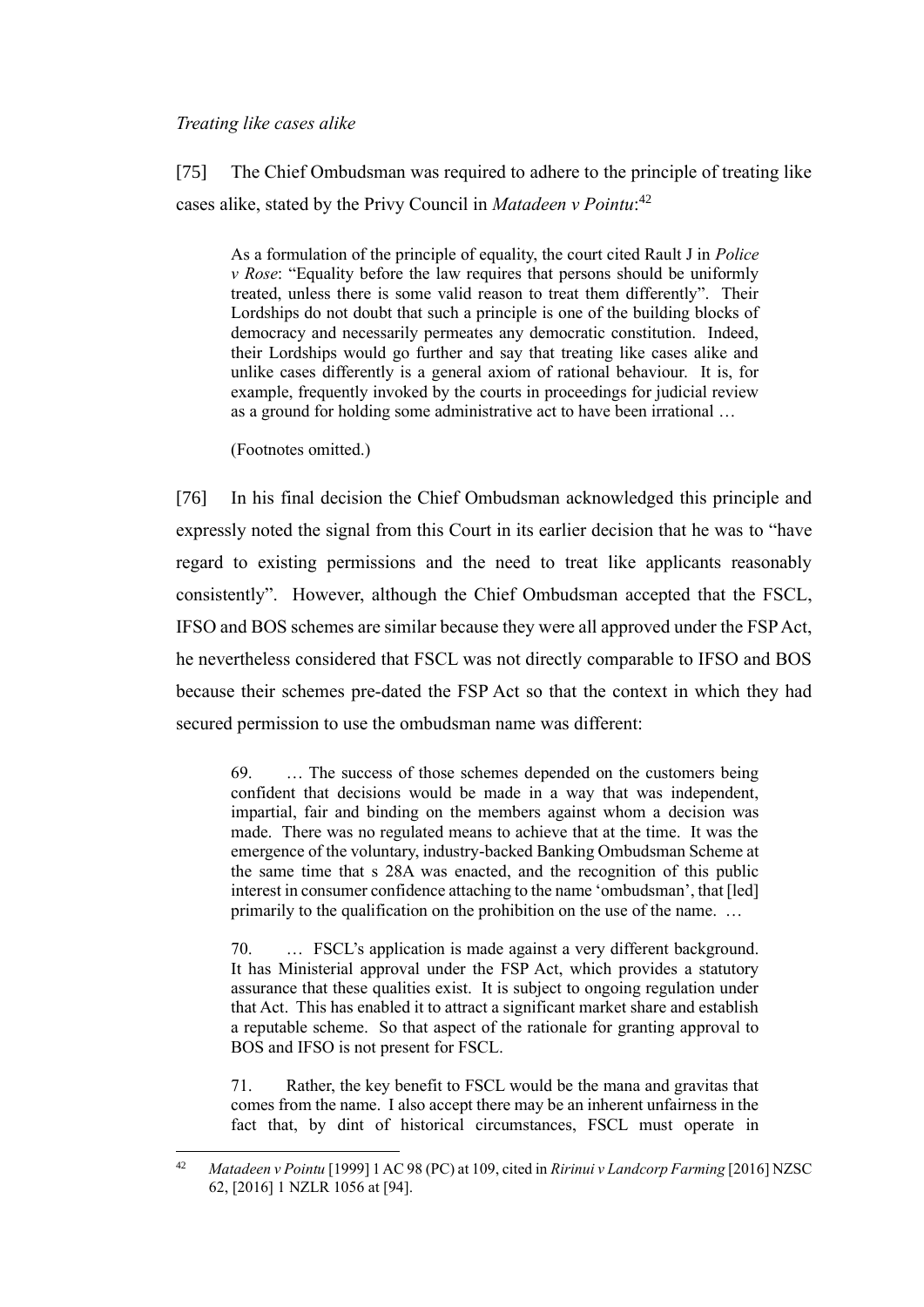*Treating like cases alike*

[75] The Chief Ombudsman was required to adhere to the principle of treating like cases alike, stated by the Privy Council in *Matadeen v Pointu*:[42]

> As a formulation of the principle of equality, the court cited Rault J in *Police v Rose*: "Equality before the law requires that persons should be uniformly treated, unless there is some valid reason to treat them differently". Their Lordships do not doubt that such a principle is one of the building blocks of democracy and necessarily permeates any democratic constitution. Indeed, their Lordships would go further and say that treating like cases alike and unlike cases differently is a general axiom of rational behaviour. It is, for example, frequently invoked by the courts in proceedings for judicial review as a ground for holding some administrative act to have been irrational …
>
> (Footnotes omitted.)

[76] In his final decision the Chief Ombudsman acknowledged this principle and expressly noted the signal from this Court in its earlier decision that he was to "have regard to existing permissions and the need to treat like applicants reasonably consistently". However, although the Chief Ombudsman accepted that the FSCL, IFSO and BOS schemes are similar because they were all approved under the FSP Act, he nevertheless considered that FSCL was not directly comparable to IFSO and BOS because their schemes pre-dated the FSP Act so that the context in which they had secured permission to use the ombudsman name was different:

> 69. … The success of those schemes depended on the customers being confident that decisions would be made in a way that was independent, impartial, fair and binding on the members against whom a decision was made. There was no regulated means to achieve that at the time. It was the emergence of the voluntary, industry-backed Banking Ombudsman Scheme at the same time that s 28A was enacted, and the recognition of this public interest in consumer confidence attaching to the name 'ombudsman', that [led] primarily to the qualification on the prohibition on the use of the name. …
>
> 70. … FSCL's application is made against a very different background. It has Ministerial approval under the FSP Act, which provides a statutory assurance that these qualities exist. It is subject to ongoing regulation under that Act. This has enabled it to attract a significant market share and establish a reputable scheme. So that aspect of the rationale for granting approval to BOS and IFSO is not present for FSCL.
>
> 71. Rather, the key benefit to FSCL would be the mana and gravitas that comes from the name. I also accept there may be an inherent unfairness in the fact that, by dint of historical circumstances, FSCL must operate in

---

[42] *Matadeen v Pointu* [1999] 1 AC 98 (PC) at 109, cited in *Ririnui v Landcorp Farming* [2016] NZSC 62, [2016] 1 NZLR 1056 at [94].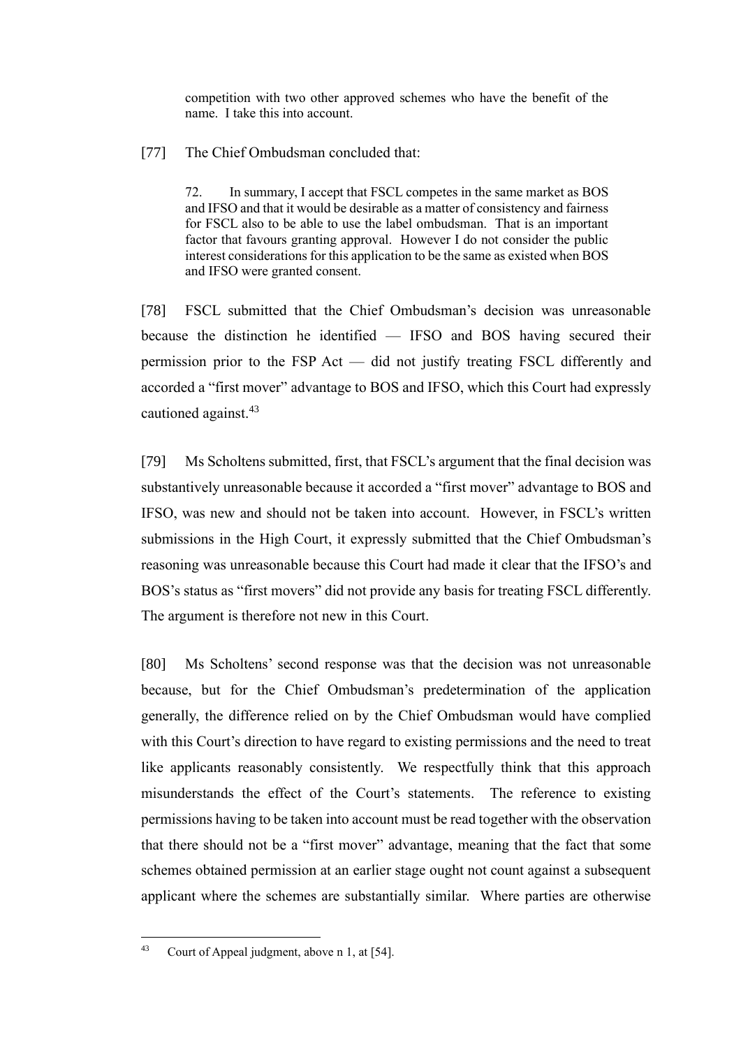> competition with two other approved schemes who have the benefit of the name. I take this into account.

[77] The Chief Ombudsman concluded that:

> 72. In summary, I accept that FSCL competes in the same market as BOS and IFSO and that it would be desirable as a matter of consistency and fairness for FSCL also to be able to use the label ombudsman. That is an important factor that favours granting approval. However I do not consider the public interest considerations for this application to be the same as existed when BOS and IFSO were granted consent.

[78] FSCL submitted that the Chief Ombudsman's decision was unreasonable because the distinction he identified — IFSO and BOS having secured their permission prior to the FSP Act — did not justify treating FSCL differently and accorded a "first mover" advantage to BOS and IFSO, which this Court had expressly cautioned against.[43]

[79] Ms Scholtens submitted, first, that FSCL's argument that the final decision was substantively unreasonable because it accorded a "first mover" advantage to BOS and IFSO, was new and should not be taken into account. However, in FSCL's written submissions in the High Court, it expressly submitted that the Chief Ombudsman's reasoning was unreasonable because this Court had made it clear that the IFSO's and BOS's status as "first movers" did not provide any basis for treating FSCL differently. The argument is therefore not new in this Court.

[80] Ms Scholtens' second response was that the decision was not unreasonable because, but for the Chief Ombudsman's predetermination of the application generally, the difference relied on by the Chief Ombudsman would have complied with this Court's direction to have regard to existing permissions and the need to treat like applicants reasonably consistently. We respectfully think that this approach misunderstands the effect of the Court's statements. The reference to existing permissions having to be taken into account must be read together with the observation that there should not be a "first mover" advantage, meaning that the fact that some schemes obtained permission at an earlier stage ought not count against a subsequent applicant where the schemes are substantially similar. Where parties are otherwise

---

[43] Court of Appeal judgment, above n 1, at [54].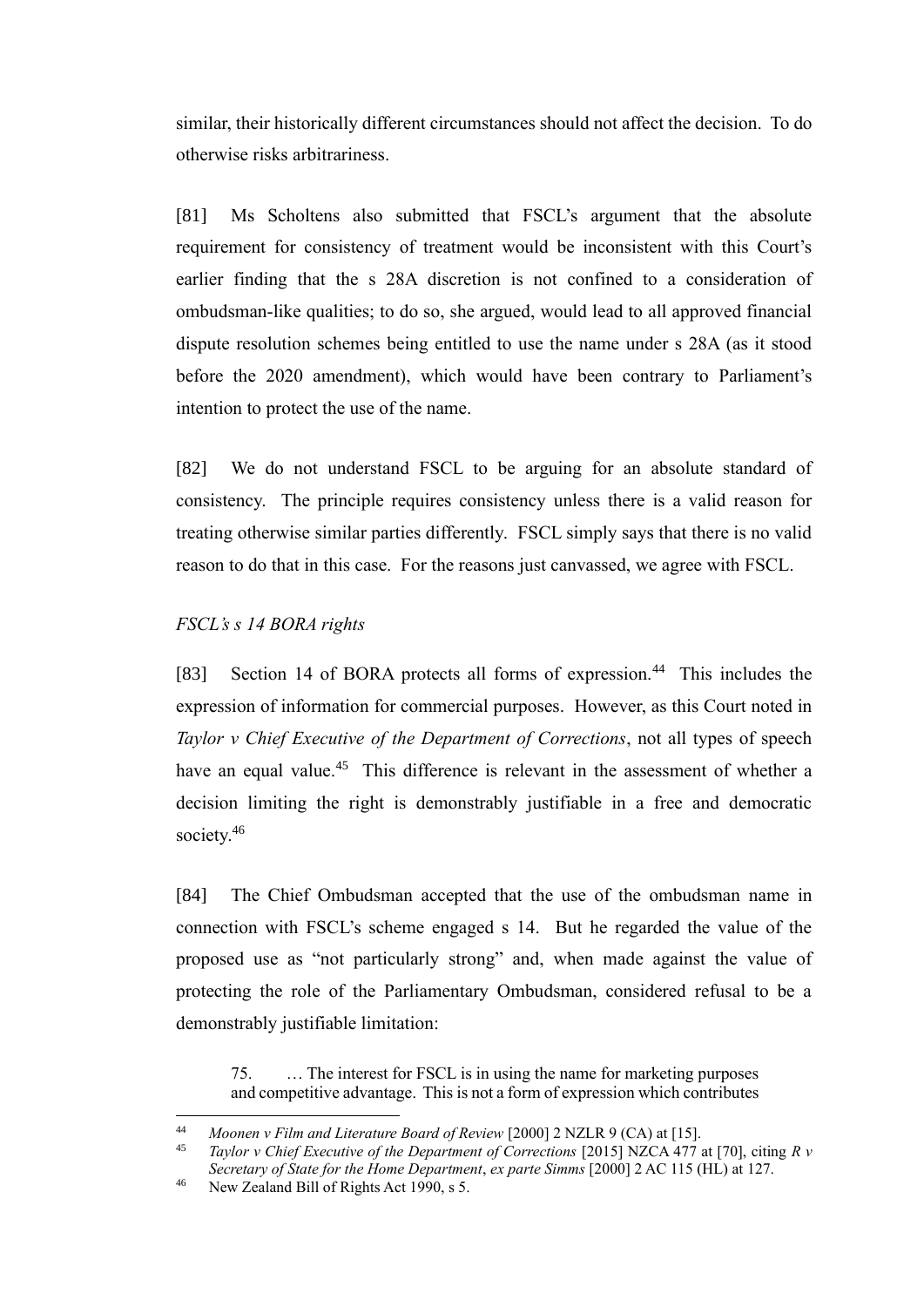similar, their historically different circumstances should not affect the decision. To do otherwise risks arbitrariness.

[81] Ms Scholtens also submitted that FSCL's argument that the absolute requirement for consistency of treatment would be inconsistent with this Court's earlier finding that the s 28A discretion is not confined to a consideration of ombudsman-like qualities; to do so, she argued, would lead to all approved financial dispute resolution schemes being entitled to use the name under s 28A (as it stood before the 2020 amendment), which would have been contrary to Parliament's intention to protect the use of the name.

[82] We do not understand FSCL to be arguing for an absolute standard of consistency. The principle requires consistency unless there is a valid reason for treating otherwise similar parties differently. FSCL simply says that there is no valid reason to do that in this case. For the reasons just canvassed, we agree with FSCL.

*FSCL's s 14 BORA rights*

[83] Section 14 of BORA protects all forms of expression.[44] This includes the expression of information for commercial purposes. However, as this Court noted in *Taylor v Chief Executive of the Department of Corrections*, not all types of speech have an equal value.[45] This difference is relevant in the assessment of whether a decision limiting the right is demonstrably justifiable in a free and democratic society.[46]

[84] The Chief Ombudsman accepted that the use of the ombudsman name in connection with FSCL's scheme engaged s 14. But he regarded the value of the proposed use as "not particularly strong" and, when made against the value of protecting the role of the Parliamentary Ombudsman, considered refusal to be a demonstrably justifiable limitation:

> 75. … The interest for FSCL is in using the name for marketing purposes and competitive advantage. This is not a form of expression which contributes

---

[44] *Moonen v Film and Literature Board of Review* [2000] 2 NZLR 9 (CA) at [15].

[45] *Taylor v Chief Executive of the Department of Corrections* [2015] NZCA 477 at [70], citing *R v Secretary of State for the Home Department, ex parte Simms* [2000] 2 AC 115 (HL) at 127.

[46] New Zealand Bill of Rights Act 1990, s 5.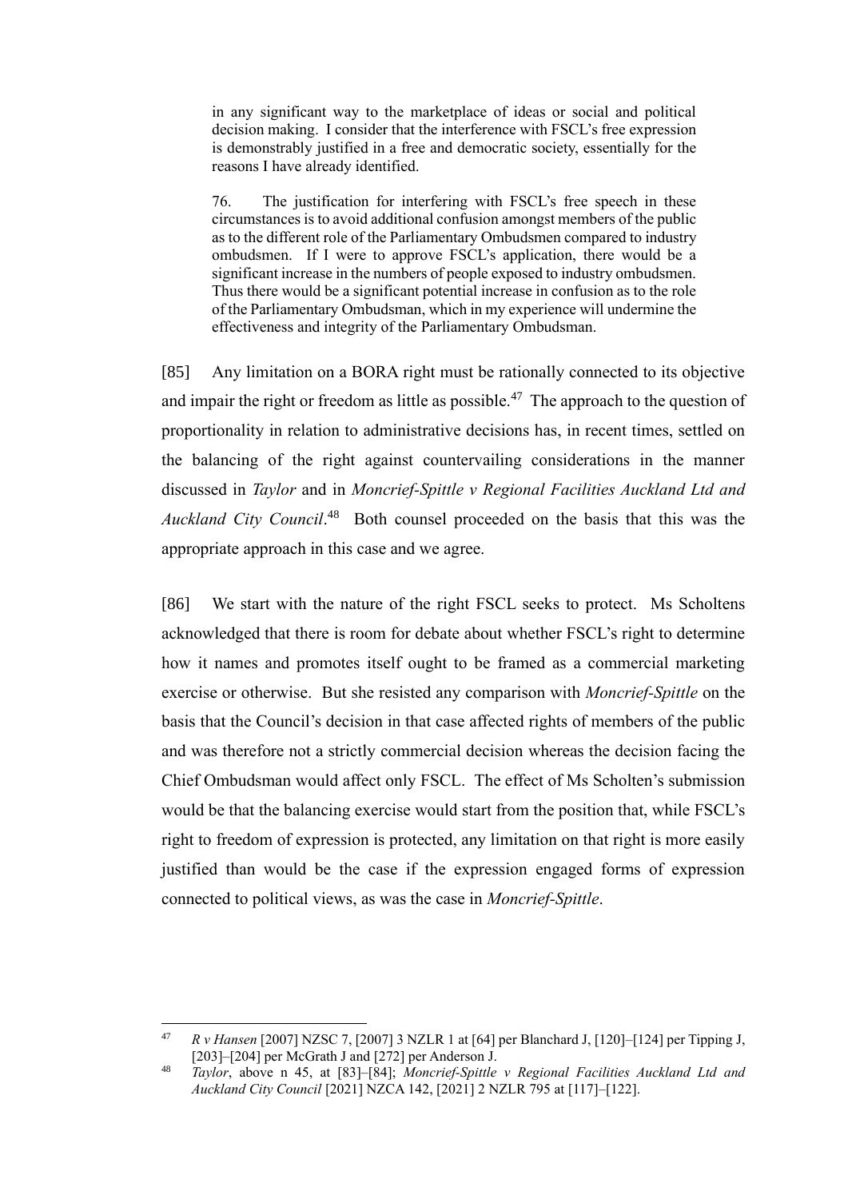> in any significant way to the marketplace of ideas or social and political decision making. I consider that the interference with FSCL's free expression is demonstrably justified in a free and democratic society, essentially for the reasons I have already identified.
>
> 76. The justification for interfering with FSCL's free speech in these circumstances is to avoid additional confusion amongst members of the public as to the different role of the Parliamentary Ombudsmen compared to industry ombudsmen. If I were to approve FSCL's application, there would be a significant increase in the numbers of people exposed to industry ombudsmen. Thus there would be a significant potential increase in confusion as to the role of the Parliamentary Ombudsman, which in my experience will undermine the effectiveness and integrity of the Parliamentary Ombudsman.

[85] Any limitation on a BORA right must be rationally connected to its objective and impair the right or freedom as little as possible.[47] The approach to the question of proportionality in relation to administrative decisions has, in recent times, settled on the balancing of the right against countervailing considerations in the manner discussed in *Taylor* and in *Moncrief-Spittle v Regional Facilities Auckland Ltd and Auckland City Council*.[48] Both counsel proceeded on the basis that this was the appropriate approach in this case and we agree.

[86] We start with the nature of the right FSCL seeks to protect. Ms Scholtens acknowledged that there is room for debate about whether FSCL's right to determine how it names and promotes itself ought to be framed as a commercial marketing exercise or otherwise. But she resisted any comparison with *Moncrief-Spittle* on the basis that the Council's decision in that case affected rights of members of the public and was therefore not a strictly commercial decision whereas the decision facing the Chief Ombudsman would affect only FSCL. The effect of Ms Scholten's submission would be that the balancing exercise would start from the position that, while FSCL's right to freedom of expression is protected, any limitation on that right is more easily justified than would be the case if the expression engaged forms of expression connected to political views, as was the case in *Moncrief-Spittle*.

---

[47] *R v Hansen* [2007] NZSC 7, [2007] 3 NZLR 1 at [64] per Blanchard J, [120]–[124] per Tipping J, [203]–[204] per McGrath J and [272] per Anderson J.

[48] *Taylor*, above n 45, at [83]–[84]; *Moncrief-Spittle v Regional Facilities Auckland Ltd and Auckland City Council* [2021] NZCA 142, [2021] 2 NZLR 795 at [117]–[122].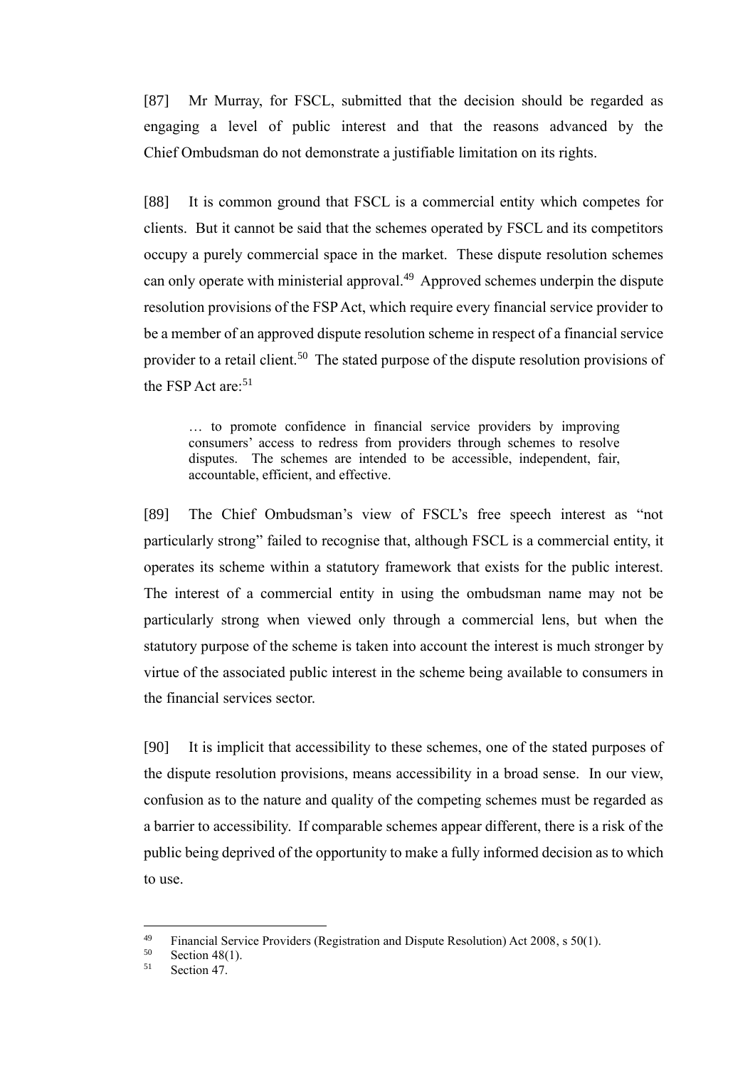[87] Mr Murray, for FSCL, submitted that the decision should be regarded as engaging a level of public interest and that the reasons advanced by the Chief Ombudsman do not demonstrate a justifiable limitation on its rights.

[88] It is common ground that FSCL is a commercial entity which competes for clients. But it cannot be said that the schemes operated by FSCL and its competitors occupy a purely commercial space in the market. These dispute resolution schemes can only operate with ministerial approval.[49] Approved schemes underpin the dispute resolution provisions of the FSP Act, which require every financial service provider to be a member of an approved dispute resolution scheme in respect of a financial service provider to a retail client.[50] The stated purpose of the dispute resolution provisions of the FSP Act are:[51]

> … to promote confidence in financial service providers by improving consumers' access to redress from providers through schemes to resolve disputes. The schemes are intended to be accessible, independent, fair, accountable, efficient, and effective.

[89] The Chief Ombudsman's view of FSCL's free speech interest as "not particularly strong" failed to recognise that, although FSCL is a commercial entity, it operates its scheme within a statutory framework that exists for the public interest. The interest of a commercial entity in using the ombudsman name may not be particularly strong when viewed only through a commercial lens, but when the statutory purpose of the scheme is taken into account the interest is much stronger by virtue of the associated public interest in the scheme being available to consumers in the financial services sector.

[90] It is implicit that accessibility to these schemes, one of the stated purposes of the dispute resolution provisions, means accessibility in a broad sense. In our view, confusion as to the nature and quality of the competing schemes must be regarded as a barrier to accessibility. If comparable schemes appear different, there is a risk of the public being deprived of the opportunity to make a fully informed decision as to which to use.

---

[49] Financial Service Providers (Registration and Dispute Resolution) Act 2008, s 50(1).

[50] Section 48(1).

[51] Section 47.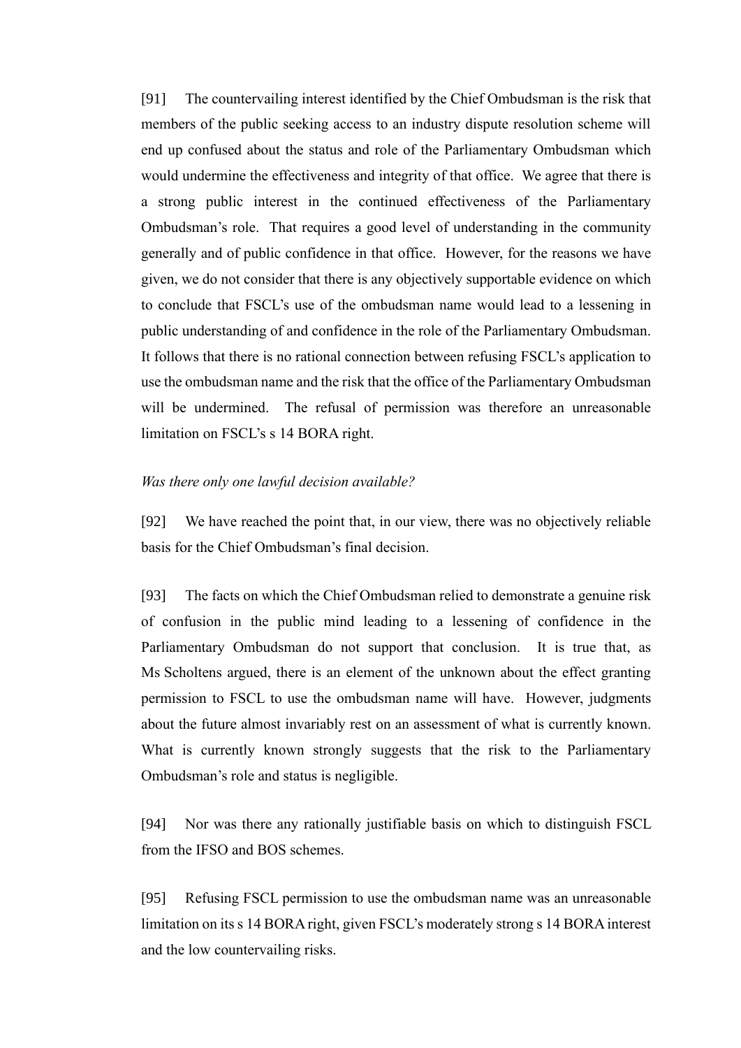[91] The countervailing interest identified by the Chief Ombudsman is the risk that members of the public seeking access to an industry dispute resolution scheme will end up confused about the status and role of the Parliamentary Ombudsman which would undermine the effectiveness and integrity of that office. We agree that there is a strong public interest in the continued effectiveness of the Parliamentary Ombudsman's role. That requires a good level of understanding in the community generally and of public confidence in that office. However, for the reasons we have given, we do not consider that there is any objectively supportable evidence on which to conclude that FSCL's use of the ombudsman name would lead to a lessening in public understanding of and confidence in the role of the Parliamentary Ombudsman. It follows that there is no rational connection between refusing FSCL's application to use the ombudsman name and the risk that the office of the Parliamentary Ombudsman will be undermined. The refusal of permission was therefore an unreasonable limitation on FSCL's s 14 BORA right.

*Was there only one lawful decision available?*

[92] We have reached the point that, in our view, there was no objectively reliable basis for the Chief Ombudsman's final decision.

[93] The facts on which the Chief Ombudsman relied to demonstrate a genuine risk of confusion in the public mind leading to a lessening of confidence in the Parliamentary Ombudsman do not support that conclusion. It is true that, as Ms Scholtens argued, there is an element of the unknown about the effect granting permission to FSCL to use the ombudsman name will have. However, judgments about the future almost invariably rest on an assessment of what is currently known. What is currently known strongly suggests that the risk to the Parliamentary Ombudsman's role and status is negligible.

[94] Nor was there any rationally justifiable basis on which to distinguish FSCL from the IFSO and BOS schemes.

[95] Refusing FSCL permission to use the ombudsman name was an unreasonable limitation on its s 14 BORA right, given FSCL's moderately strong s 14 BORA interest and the low countervailing risks.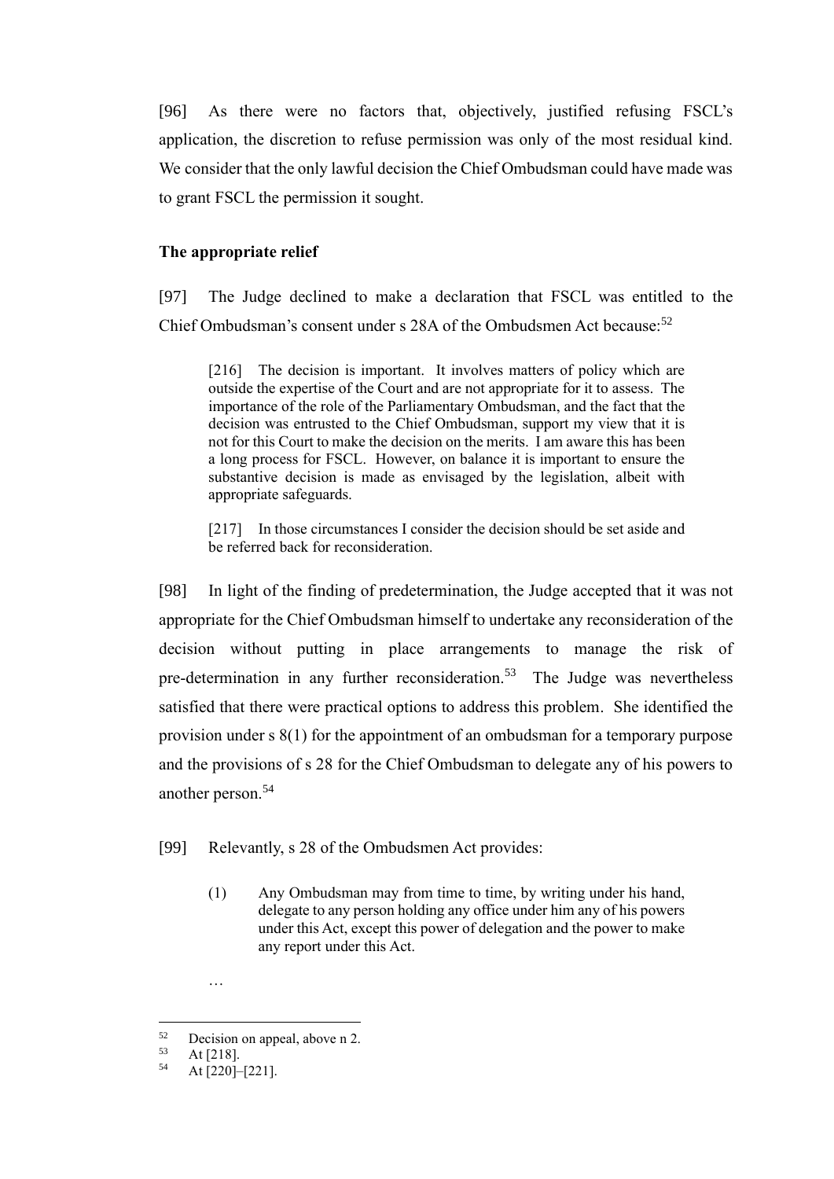[96] As there were no factors that, objectively, justified refusing FSCL's application, the discretion to refuse permission was only of the most residual kind. We consider that the only lawful decision the Chief Ombudsman could have made was to grant FSCL the permission it sought.

### The appropriate relief

[97] The Judge declined to make a declaration that FSCL was entitled to the Chief Ombudsman's consent under s 28A of the Ombudsmen Act because:[52]

> [216] The decision is important. It involves matters of policy which are outside the expertise of the Court and are not appropriate for it to assess. The importance of the role of the Parliamentary Ombudsman, and the fact that the decision was entrusted to the Chief Ombudsman, support my view that it is not for this Court to make the decision on the merits. I am aware this has been a long process for FSCL. However, on balance it is important to ensure the substantive decision is made as envisaged by the legislation, albeit with appropriate safeguards.
>
> [217] In those circumstances I consider the decision should be set aside and be referred back for reconsideration.

[98] In light of the finding of predetermination, the Judge accepted that it was not appropriate for the Chief Ombudsman himself to undertake any reconsideration of the decision without putting in place arrangements to manage the risk of pre-determination in any further reconsideration.[53] The Judge was nevertheless satisfied that there were practical options to address this problem. She identified the provision under s 8(1) for the appointment of an ombudsman for a temporary purpose and the provisions of s 28 for the Chief Ombudsman to delegate any of his powers to another person.[54]

[99] Relevantly, s 28 of the Ombudsmen Act provides:

> (1) Any Ombudsman may from time to time, by writing under his hand, delegate to any person holding any office under him any of his powers under this Act, except this power of delegation and the power to make any report under this Act.
>
> …

---

[52] Decision on appeal, above n 2.

[53] At [218].

[54] At [220]–[221].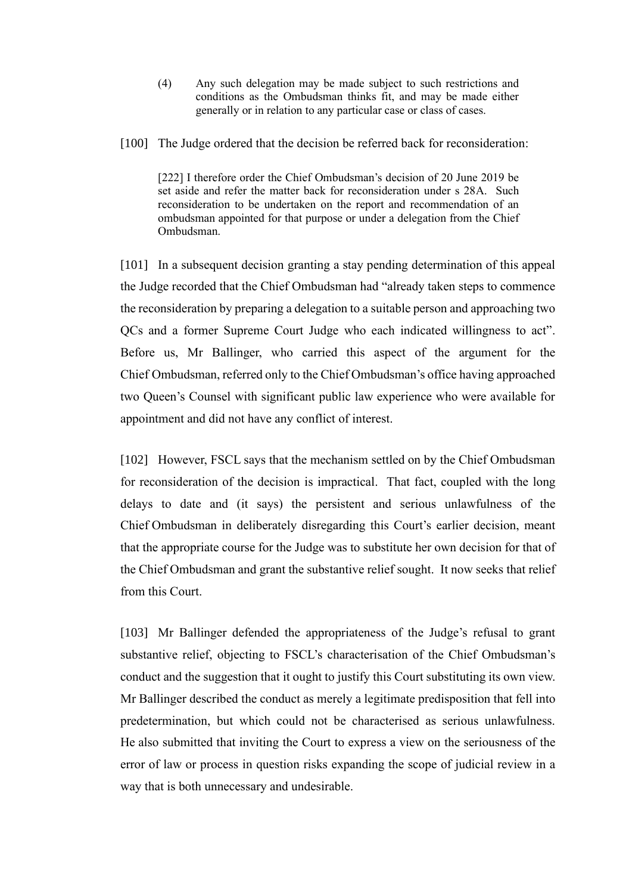> (4) Any such delegation may be made subject to such restrictions and conditions as the Ombudsman thinks fit, and may be made either generally or in relation to any particular case or class of cases.

[100] The Judge ordered that the decision be referred back for reconsideration:

> [222] I therefore order the Chief Ombudsman's decision of 20 June 2019 be set aside and refer the matter back for reconsideration under s 28A. Such reconsideration to be undertaken on the report and recommendation of an ombudsman appointed for that purpose or under a delegation from the Chief Ombudsman.

[101] In a subsequent decision granting a stay pending determination of this appeal the Judge recorded that the Chief Ombudsman had "already taken steps to commence the reconsideration by preparing a delegation to a suitable person and approaching two QCs and a former Supreme Court Judge who each indicated willingness to act". Before us, Mr Ballinger, who carried this aspect of the argument for the Chief Ombudsman, referred only to the Chief Ombudsman's office having approached two Queen's Counsel with significant public law experience who were available for appointment and did not have any conflict of interest.

[102] However, FSCL says that the mechanism settled on by the Chief Ombudsman for reconsideration of the decision is impractical. That fact, coupled with the long delays to date and (it says) the persistent and serious unlawfulness of the Chief Ombudsman in deliberately disregarding this Court's earlier decision, meant that the appropriate course for the Judge was to substitute her own decision for that of the Chief Ombudsman and grant the substantive relief sought. It now seeks that relief from this Court.

[103] Mr Ballinger defended the appropriateness of the Judge's refusal to grant substantive relief, objecting to FSCL's characterisation of the Chief Ombudsman's conduct and the suggestion that it ought to justify this Court substituting its own view. Mr Ballinger described the conduct as merely a legitimate predisposition that fell into predetermination, but which could not be characterised as serious unlawfulness. He also submitted that inviting the Court to express a view on the seriousness of the error of law or process in question risks expanding the scope of judicial review in a way that is both unnecessary and undesirable.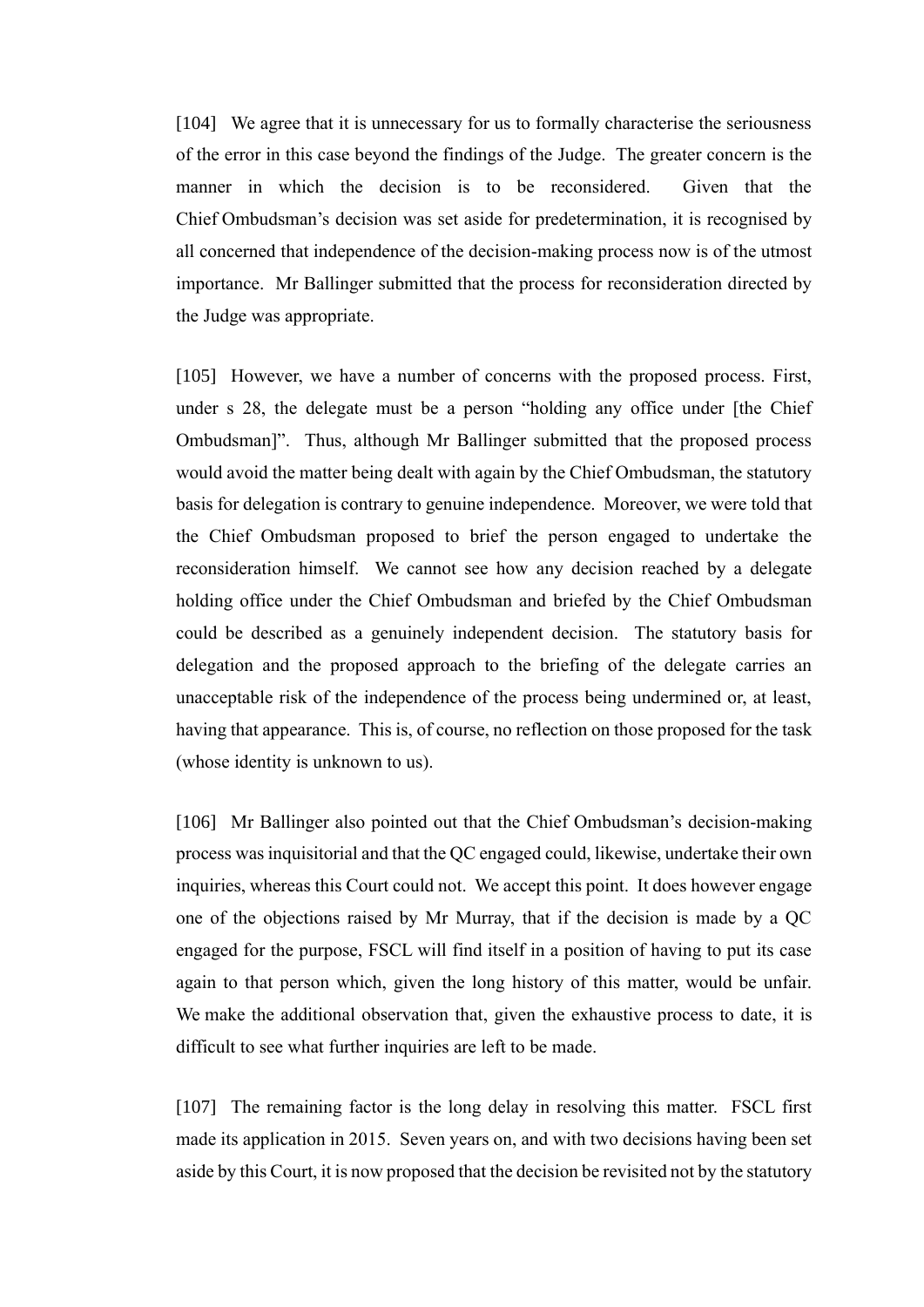[104] We agree that it is unnecessary for us to formally characterise the seriousness of the error in this case beyond the findings of the Judge. The greater concern is the manner in which the decision is to be reconsidered. Given that the Chief Ombudsman's decision was set aside for predetermination, it is recognised by all concerned that independence of the decision-making process now is of the utmost importance. Mr Ballinger submitted that the process for reconsideration directed by the Judge was appropriate.

[105] However, we have a number of concerns with the proposed process. First, under s 28, the delegate must be a person "holding any office under [the Chief Ombudsman]". Thus, although Mr Ballinger submitted that the proposed process would avoid the matter being dealt with again by the Chief Ombudsman, the statutory basis for delegation is contrary to genuine independence. Moreover, we were told that the Chief Ombudsman proposed to brief the person engaged to undertake the reconsideration himself. We cannot see how any decision reached by a delegate holding office under the Chief Ombudsman and briefed by the Chief Ombudsman could be described as a genuinely independent decision. The statutory basis for delegation and the proposed approach to the briefing of the delegate carries an unacceptable risk of the independence of the process being undermined or, at least, having that appearance. This is, of course, no reflection on those proposed for the task (whose identity is unknown to us).

[106] Mr Ballinger also pointed out that the Chief Ombudsman's decision-making process was inquisitorial and that the QC engaged could, likewise, undertake their own inquiries, whereas this Court could not. We accept this point. It does however engage one of the objections raised by Mr Murray, that if the decision is made by a QC engaged for the purpose, FSCL will find itself in a position of having to put its case again to that person which, given the long history of this matter, would be unfair. We make the additional observation that, given the exhaustive process to date, it is difficult to see what further inquiries are left to be made.

[107] The remaining factor is the long delay in resolving this matter. FSCL first made its application in 2015. Seven years on, and with two decisions having been set aside by this Court, it is now proposed that the decision be revisited not by the statutory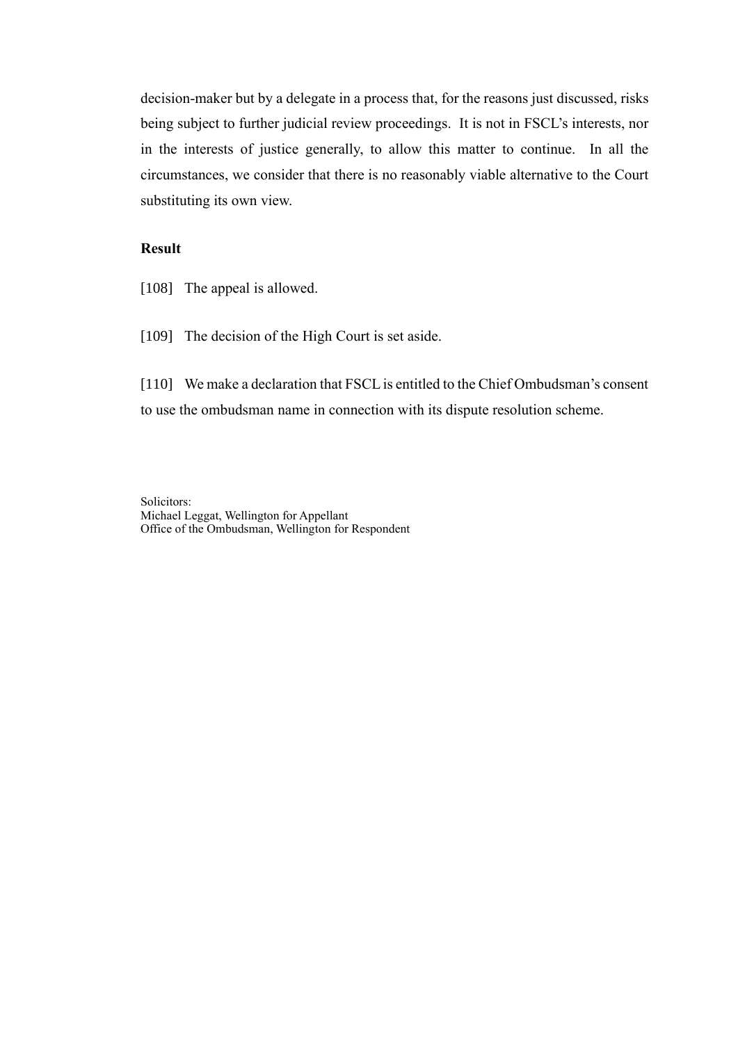decision-maker but by a delegate in a process that, for the reasons just discussed, risks being subject to further judicial review proceedings. It is not in FSCL's interests, nor in the interests of justice generally, to allow this matter to continue. In all the circumstances, we consider that there is no reasonably viable alternative to the Court substituting its own view.

**Result**

[108] The appeal is allowed.

[109] The decision of the High Court is set aside.

[110] We make a declaration that FSCL is entitled to the Chief Ombudsman's consent to use the ombudsman name in connection with its dispute resolution scheme.

Solicitors:
Michael Leggat, Wellington for Appellant
Office of the Ombudsman, Wellington for Respondent